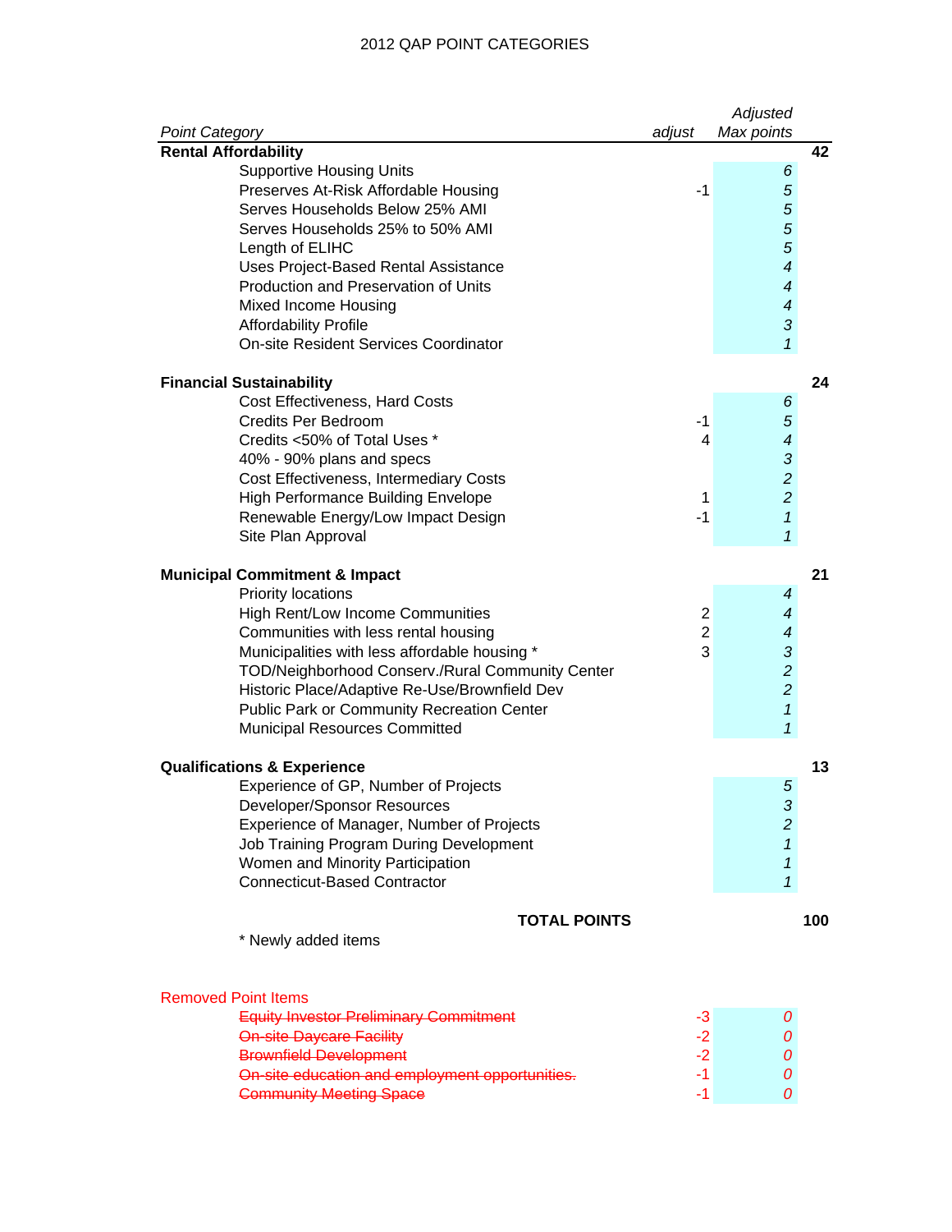# 2012 QAP POINT CATEGORIES

| *Point Category* | *adjust* | *Adjusted Max points* | |
|---|---|---|---|
| **Rental Affordability** | | | **42** |
| Supportive Housing Units | | *6* | |
| Preserves At-Risk Affordable Housing | -1 | *5* | |
| Serves Households Below 25% AMI | | *5* | |
| Serves Households 25% to 50% AMI | | *5* | |
| Length of ELIHC | | *5* | |
| Uses Project-Based Rental Assistance | | *4* | |
| Production and Preservation of Units | | *4* | |
| Mixed Income Housing | | *4* | |
| Affordability Profile | | *3* | |
| On-site Resident Services Coordinator | | *1* | |
| **Financial Sustainability** | | | **24** |
| Cost Effectiveness, Hard Costs | | *6* | |
| Credits Per Bedroom | -1 | *5* | |
| Credits <50% of Total Uses * | 4 | *4* | |
| 40% - 90% plans and specs | | *3* | |
| Cost Effectiveness, Intermediary Costs | | *2* | |
| High Performance Building Envelope | 1 | *2* | |
| Renewable Energy/Low Impact Design | -1 | *1* | |
| Site Plan Approval | | *1* | |
| **Municipal Commitment & Impact** | | | **21** |
| Priority locations | | *4* | |
| High Rent/Low Income Communities | 2 | *4* | |
| Communities with less rental housing | 2 | *4* | |
| Municipalities with less affordable housing * | 3 | *3* | |
| TOD/Neighborhood Conserv./Rural Community Center | | *2* | |
| Historic Place/Adaptive Re-Use/Brownfield Dev | | *2* | |
| Public Park or Community Recreation Center | | *1* | |
| Municipal Resources Committed | | *1* | |
| **Qualifications & Experience** | | | **13** |
| Experience of GP, Number of Projects | | *5* | |
| Developer/Sponsor Resources | | *3* | |
| Experience of Manager, Number of Projects | | *2* | |
| Job Training Program During Development | | *1* | |
| Women and Minority Participation | | *1* | |
| Connecticut-Based Contractor | | *1* | |
| **TOTAL POINTS** | | | **100** |

\* Newly added items

Removed Point Items

| Item | adjust | Adjusted Max points |
|---|---|---|
| ~~Equity Investor Preliminary Commitment~~ | -3 | *0* |
| ~~On-site Daycare Facility~~ | -2 | *0* |
| ~~Brownfield Development~~ | -2 | *0* |
| ~~On-site education and employment opportunities.~~ | -1 | *0* |
| ~~Community Meeting Space~~ | -1 | *0* |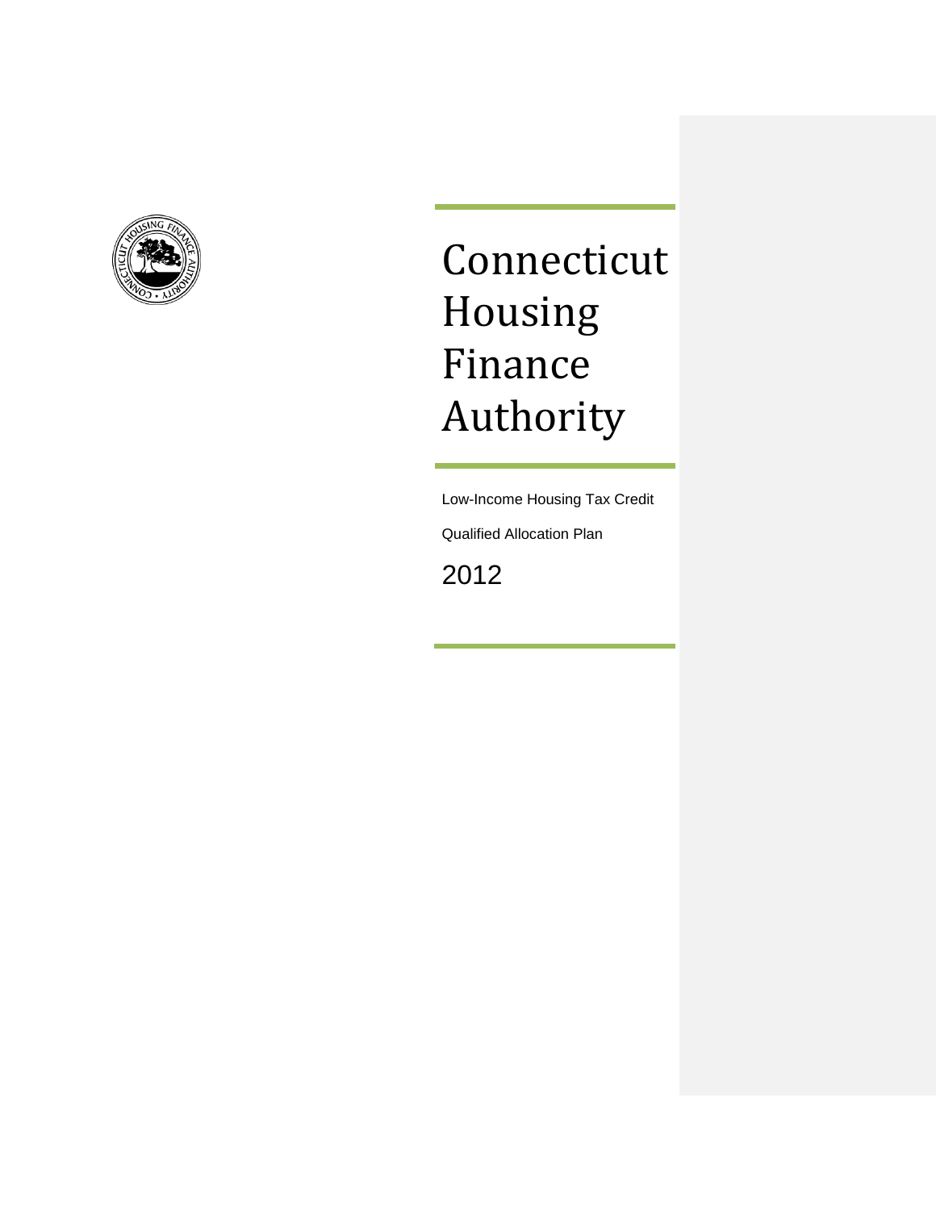# Connecticut Housing Finance Authority

Low-Income Housing Tax Credit

Qualified Allocation Plan

2012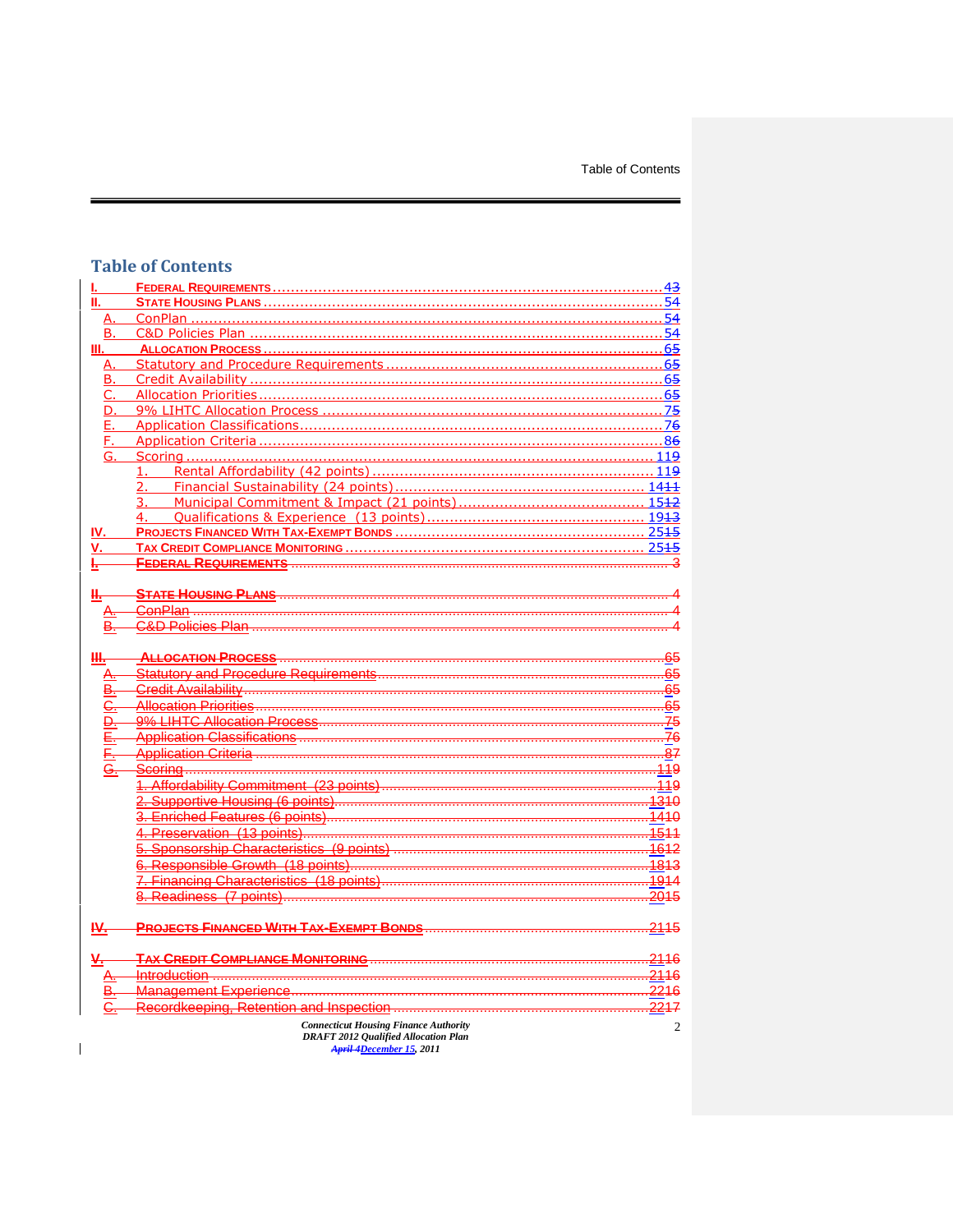# Table of Contents

| | | |
|---|---|---|
| I. | FEDERAL REQUIREMENTS | 4~~3~~ |
| II. | STATE HOUSING PLANS | 5~~4~~ |
| A. | ConPlan | 5~~4~~ |
| B. | C&D Policies Plan | 5~~4~~ |
| III. | ALLOCATION PROCESS | 6~~5~~ |
| A. | Statutory and Procedure Requirements | 6~~5~~ |
| B. | Credit Availability | 6~~5~~ |
| C. | Allocation Priorities | 6~~5~~ |
| D. | 9% LIHTC Allocation Process | 7~~5~~ |
| E. | Application Classifications | 7~~6~~ |
| F. | Application Criteria | 8~~6~~ |
| G. | Scoring | 11~~9~~ |
| | 1. Rental Affordability (42 points) | 11~~9~~ |
| | 2. Financial Sustainability (24 points) | 14~~11~~ |
| | 3. Municipal Commitment & Impact (21 points) | 15~~12~~ |
| | 4. Qualifications & Experience (13 points) | 19~~13~~ |
| IV. | PROJECTS FINANCED WITH TAX-EXEMPT BONDS | 25~~15~~ |
| V. | TAX CREDIT COMPLIANCE MONITORING | 25~~15~~ |
| ~~I.~~ | ~~FEDERAL REQUIREMENTS~~ | ~~3~~ |
| ~~II.~~ | ~~STATE HOUSING PLANS~~ | ~~4~~ |
| ~~A.~~ | ~~ConPlan~~ | ~~4~~ |
| ~~B.~~ | ~~C&D Policies Plan~~ | ~~4~~ |
| ~~III.~~ | ~~ALLOCATION PROCESS~~ | ~~65~~ |
| ~~A.~~ | ~~Statutory and Procedure Requirements~~ | ~~65~~ |
| ~~B.~~ | ~~Credit Availability~~ | ~~65~~ |
| ~~C.~~ | ~~Allocation Priorities~~ | ~~65~~ |
| ~~D.~~ | ~~9% LIHTC Allocation Process~~ | ~~75~~ |
| ~~E.~~ | ~~Application Classifications~~ | ~~76~~ |
| ~~F.~~ | ~~Application Criteria~~ | ~~87~~ |
| ~~G.~~ | ~~Scoring~~ | ~~119~~ |
| | ~~1. Affordability Commitment (23 points)~~ | ~~119~~ |
| | ~~2. Supportive Housing (6 points)~~ | ~~1310~~ |
| | ~~3. Enriched Features (6 points)~~ | ~~1410~~ |
| | ~~4. Preservation (13 points)~~ | ~~1511~~ |
| | ~~5. Sponsorship Characteristics (9 points)~~ | ~~1612~~ |
| | ~~6. Responsible Growth (18 points)~~ | ~~1813~~ |
| | ~~7. Financing Characteristics (18 points)~~ | ~~1914~~ |
| | ~~8. Readiness (7 points)~~ | ~~2015~~ |
| ~~IV.~~ | ~~PROJECTS FINANCED WITH TAX-EXEMPT BONDS~~ | ~~2115~~ |
| ~~V.~~ | ~~TAX CREDIT COMPLIANCE MONITORING~~ | ~~2116~~ |
| ~~A.~~ | ~~Introduction~~ | ~~2116~~ |
| ~~B.~~ | ~~Management Experience~~ | ~~2216~~ |
| ~~C.~~ | ~~Recordkeeping, Retention and Inspection~~ | ~~2217~~ |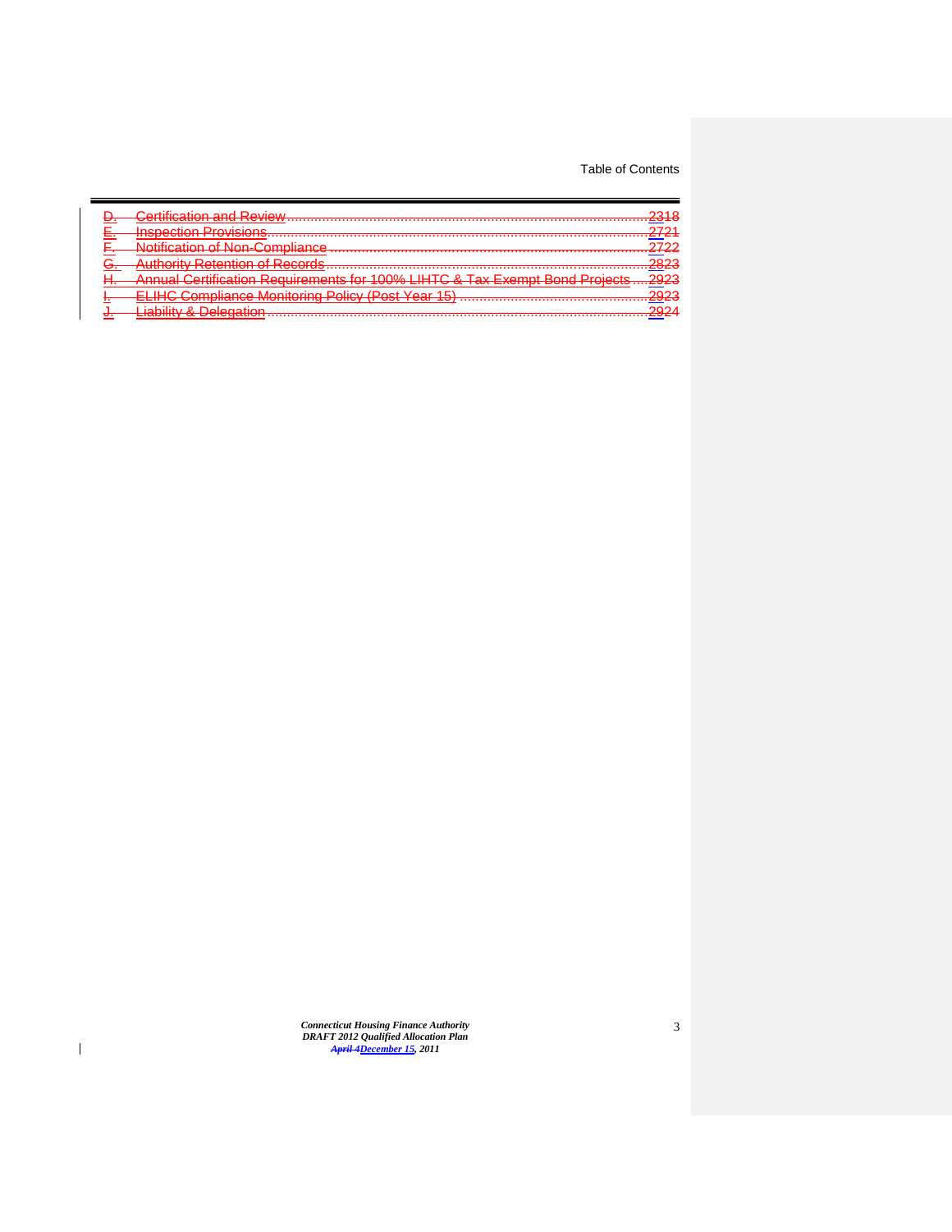D. Certification and Review ........................................................ 2318

E. Inspection Provisions ........................................................ 2721

F. Notification of Non-Compliance ........................................................ 2722

G. Authority Retention of Records ........................................................ 2823

H. Annual Certification Requirements for 100% LIHTC & Tax Exempt Bond Projects .... 2923

I. ELIHC Compliance Monitoring Policy (Post Year 15) ........................................................ 2923

J. Liability & Delegation ........................................................ 2924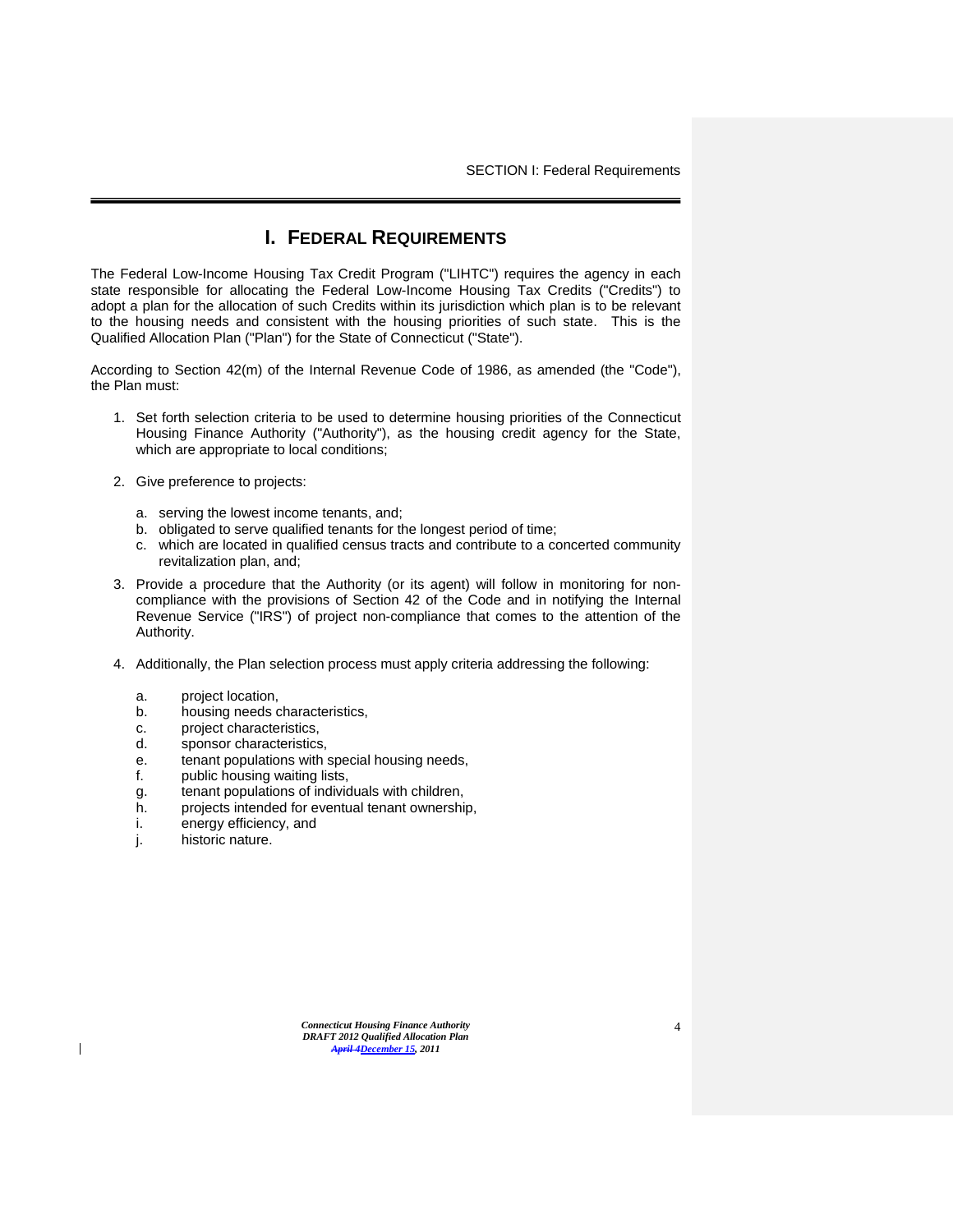# I. FEDERAL REQUIREMENTS

The Federal Low-Income Housing Tax Credit Program ("LIHTC") requires the agency in each state responsible for allocating the Federal Low-Income Housing Tax Credits ("Credits") to adopt a plan for the allocation of such Credits within its jurisdiction which plan is to be relevant to the housing needs and consistent with the housing priorities of such state. This is the Qualified Allocation Plan ("Plan") for the State of Connecticut ("State").

According to Section 42(m) of the Internal Revenue Code of 1986, as amended (the "Code"), the Plan must:

1. Set forth selection criteria to be used to determine housing priorities of the Connecticut Housing Finance Authority ("Authority"), as the housing credit agency for the State, which are appropriate to local conditions;

2. Give preference to projects:

   a. serving the lowest income tenants, and;
   b. obligated to serve qualified tenants for the longest period of time;
   c. which are located in qualified census tracts and contribute to a concerted community revitalization plan, and;

3. Provide a procedure that the Authority (or its agent) will follow in monitoring for non-compliance with the provisions of Section 42 of the Code and in notifying the Internal Revenue Service ("IRS") of project non-compliance that comes to the attention of the Authority.

4. Additionally, the Plan selection process must apply criteria addressing the following:

   a. project location,
   b. housing needs characteristics,
   c. project characteristics,
   d. sponsor characteristics,
   e. tenant populations with special housing needs,
   f. public housing waiting lists,
   g. tenant populations of individuals with children,
   h. projects intended for eventual tenant ownership,
   i. energy efficiency, and
   j. historic nature.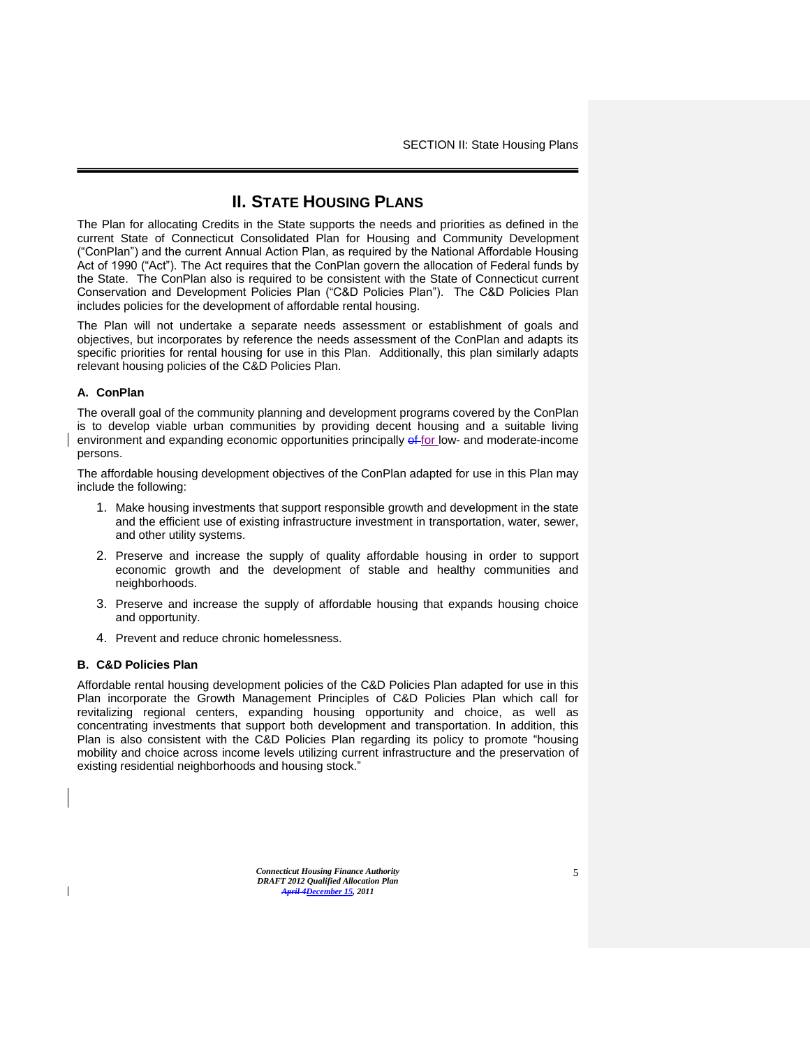# II. STATE HOUSING PLANS

The Plan for allocating Credits in the State supports the needs and priorities as defined in the current State of Connecticut Consolidated Plan for Housing and Community Development ("ConPlan") and the current Annual Action Plan, as required by the National Affordable Housing Act of 1990 ("Act"). The Act requires that the ConPlan govern the allocation of Federal funds by the State. The ConPlan also is required to be consistent with the State of Connecticut current Conservation and Development Policies Plan ("C&D Policies Plan"). The C&D Policies Plan includes policies for the development of affordable rental housing.

The Plan will not undertake a separate needs assessment or establishment of goals and objectives, but incorporates by reference the needs assessment of the ConPlan and adapts its specific priorities for rental housing for use in this Plan. Additionally, this plan similarly adapts relevant housing policies of the C&D Policies Plan.

### A. ConPlan

The overall goal of the community planning and development programs covered by the ConPlan is to develop viable urban communities by providing decent housing and a suitable living environment and expanding economic opportunities principally ~~of~~ for low- and moderate-income persons.

The affordable housing development objectives of the ConPlan adapted for use in this Plan may include the following:

1. Make housing investments that support responsible growth and development in the state and the efficient use of existing infrastructure investment in transportation, water, sewer, and other utility systems.
2. Preserve and increase the supply of quality affordable housing in order to support economic growth and the development of stable and healthy communities and neighborhoods.
3. Preserve and increase the supply of affordable housing that expands housing choice and opportunity.
4. Prevent and reduce chronic homelessness.

### B. C&D Policies Plan

Affordable rental housing development policies of the C&D Policies Plan adapted for use in this Plan incorporate the Growth Management Principles of C&D Policies Plan which call for revitalizing regional centers, expanding housing opportunity and choice, as well as concentrating investments that support both development and transportation. In addition, this Plan is also consistent with the C&D Policies Plan regarding its policy to promote "housing mobility and choice across income levels utilizing current infrastructure and the preservation of existing residential neighborhoods and housing stock."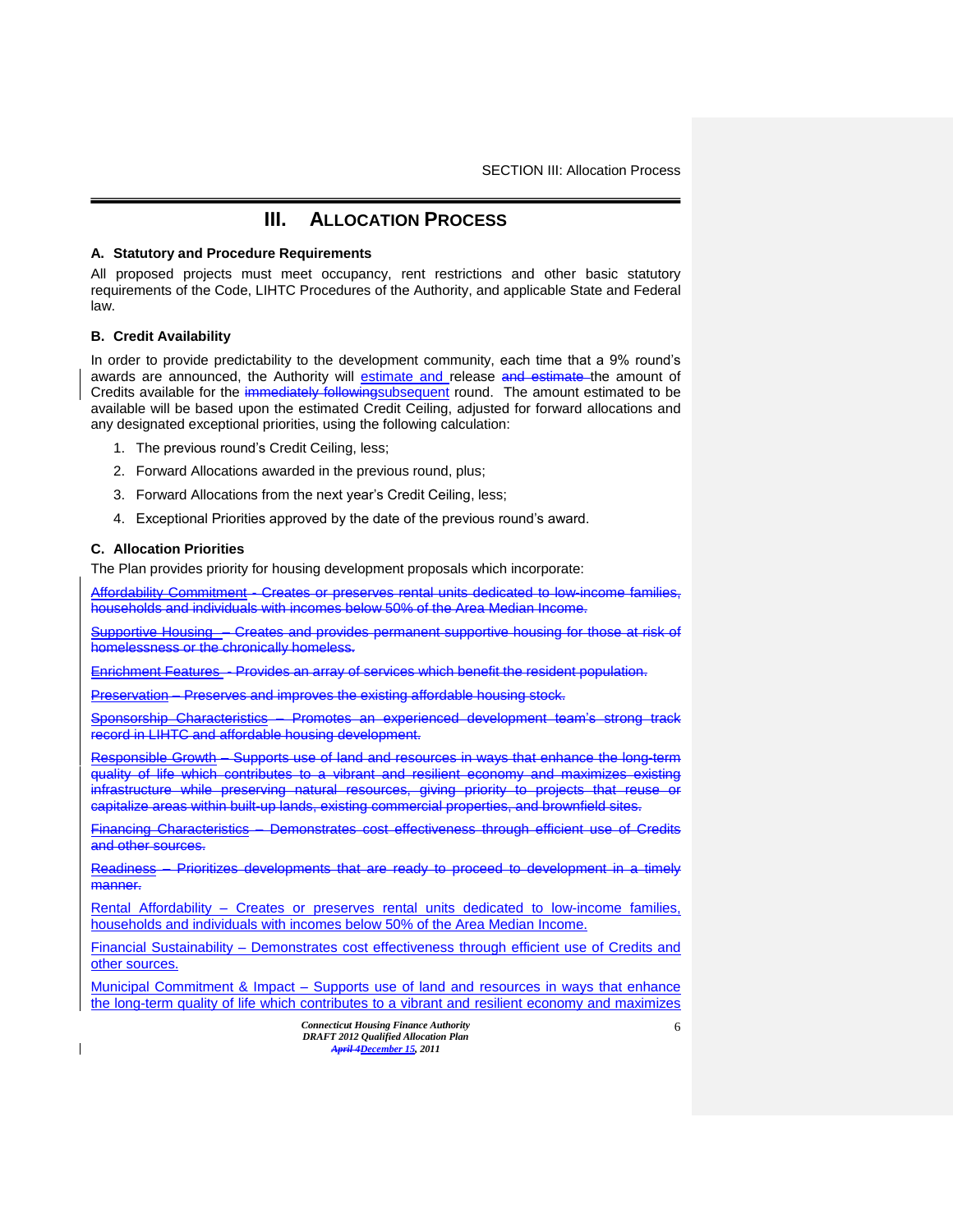# III. ALLOCATION PROCESS

### A. Statutory and Procedure Requirements

All proposed projects must meet occupancy, rent restrictions and other basic statutory requirements of the Code, LIHTC Procedures of the Authority, and applicable State and Federal law.

### B. Credit Availability

In order to provide predictability to the development community, each time that a 9% round's awards are announced, the Authority will estimate and release ~~and estimate~~ the amount of Credits available for the ~~immediately following~~subsequent round. The amount estimated to be available will be based upon the estimated Credit Ceiling, adjusted for forward allocations and any designated exceptional priorities, using the following calculation:

1. The previous round's Credit Ceiling, less;
2. Forward Allocations awarded in the previous round, plus;
3. Forward Allocations from the next year's Credit Ceiling, less;
4. Exceptional Priorities approved by the date of the previous round's award.

### C. Allocation Priorities

The Plan provides priority for housing development proposals which incorporate:

Affordability Commitment ~~- Creates or preserves rental units dedicated to low-income families, households and individuals with incomes below 50% of the Area Median Income.~~

Supportive Housing ~~– Creates and provides permanent supportive housing for those at risk of homelessness or the chronically homeless.~~

Enrichment Features ~~- Provides an array of services which benefit the resident population.~~

Preservation ~~– Preserves and improves the existing affordable housing stock.~~

Sponsorship Characteristics ~~– Promotes an experienced development team's strong track record in LIHTC and affordable housing development.~~

Responsible Growth ~~– Supports use of land and resources in ways that enhance the long-term quality of life which contributes to a vibrant and resilient economy and maximizes existing infrastructure while preserving natural resources, giving priority to projects that reuse or capitalize areas within built-up lands, existing commercial properties, and brownfield sites.~~

Financing Characteristics ~~– Demonstrates cost effectiveness through efficient use of Credits and other sources.~~

Readiness ~~– Prioritizes developments that are ready to proceed to development in a timely manner.~~

Rental Affordability – Creates or preserves rental units dedicated to low-income families, households and individuals with incomes below 50% of the Area Median Income.

Financial Sustainability – Demonstrates cost effectiveness through efficient use of Credits and other sources.

Municipal Commitment & Impact – Supports use of land and resources in ways that enhance the long-term quality of life which contributes to a vibrant and resilient economy and maximizes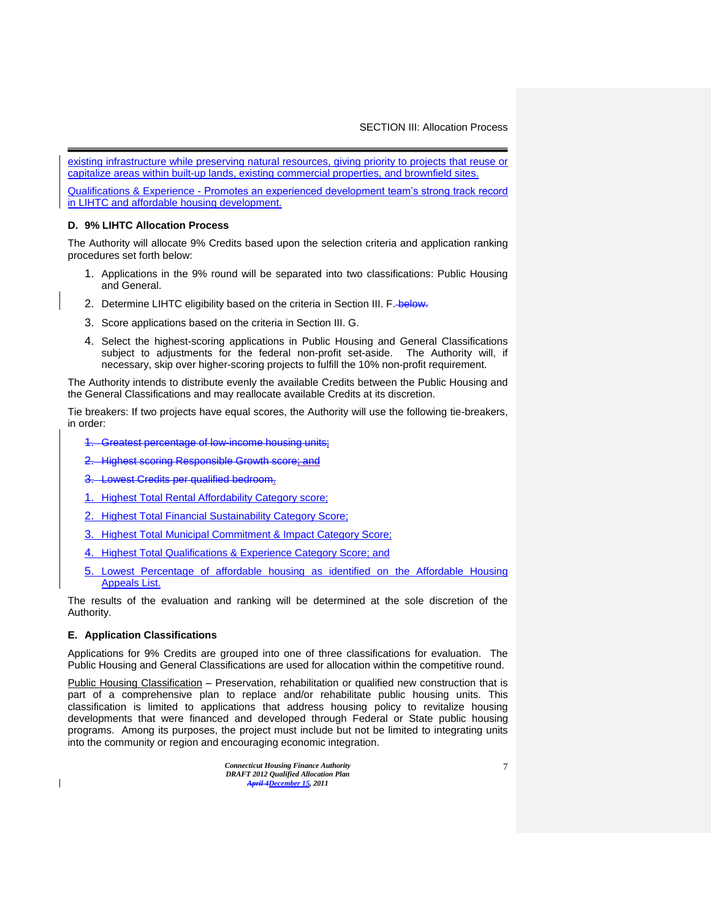existing infrastructure while preserving natural resources, giving priority to projects that reuse or capitalize areas within built-up lands, existing commercial properties, and brownfield sites.

Qualifications & Experience - Promotes an experienced development team's strong track record in LIHTC and affordable housing development.

### D. 9% LIHTC Allocation Process

The Authority will allocate 9% Credits based upon the selection criteria and application ranking procedures set forth below:

1. Applications in the 9% round will be separated into two classifications: Public Housing and General.
2. Determine LIHTC eligibility based on the criteria in Section III. F. ~~below.~~
3. Score applications based on the criteria in Section III. G.
4. Select the highest-scoring applications in Public Housing and General Classifications subject to adjustments for the federal non-profit set-aside. The Authority will, if necessary, skip over higher-scoring projects to fulfill the 10% non-profit requirement.

The Authority intends to distribute evenly the available Credits between the Public Housing and the General Classifications and may reallocate available Credits at its discretion.

Tie breakers: If two projects have equal scores, the Authority will use the following tie-breakers, in order:

~~1. Greatest percentage of low-income housing units;~~

~~2. Highest scoring Responsible Growth score; and~~

~~3. Lowest Credits per qualified bedroom.~~

1. Highest Total Rental Affordability Category score;
2. Highest Total Financial Sustainability Category Score;
3. Highest Total Municipal Commitment & Impact Category Score;
4. Highest Total Qualifications & Experience Category Score; and
5. Lowest Percentage of affordable housing as identified on the Affordable Housing Appeals List.

The results of the evaluation and ranking will be determined at the sole discretion of the Authority.

### E. Application Classifications

Applications for 9% Credits are grouped into one of three classifications for evaluation. The Public Housing and General Classifications are used for allocation within the competitive round.

Public Housing Classification – Preservation, rehabilitation or qualified new construction that is part of a comprehensive plan to replace and/or rehabilitate public housing units. This classification is limited to applications that address housing policy to revitalize housing developments that were financed and developed through Federal or State public housing programs. Among its purposes, the project must include but not be limited to integrating units into the community or region and encouraging economic integration.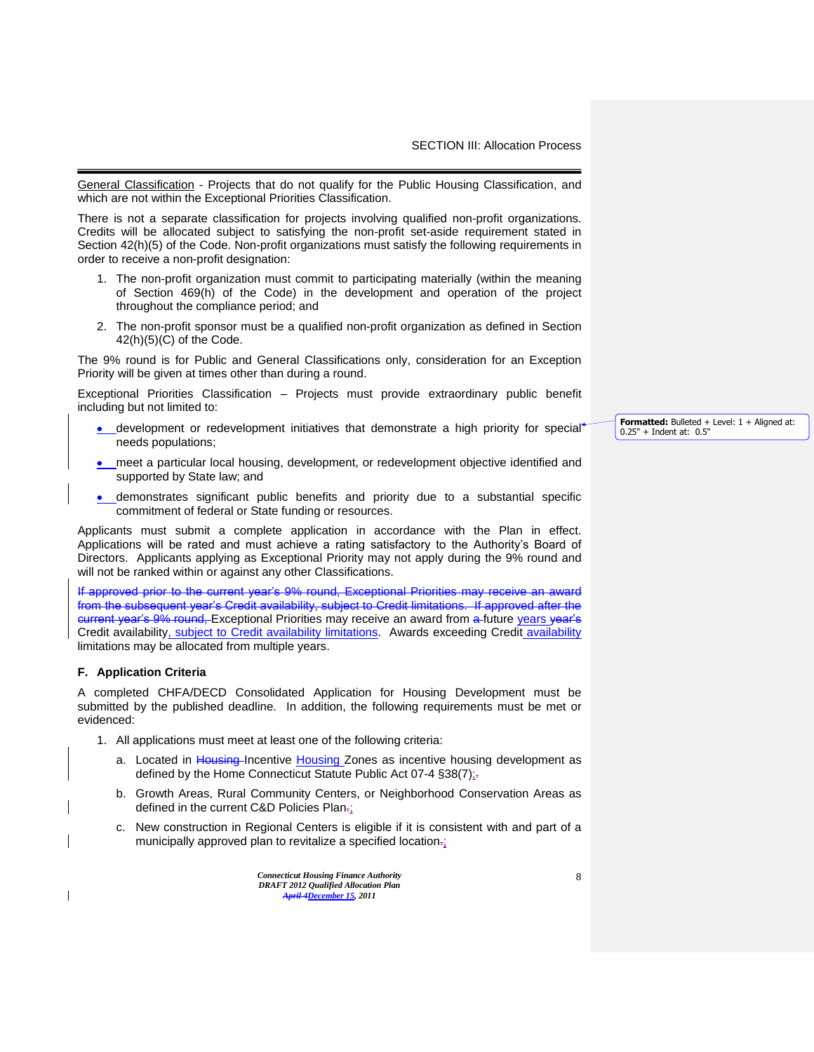General Classification - Projects that do not qualify for the Public Housing Classification, and which are not within the Exceptional Priorities Classification.

There is not a separate classification for projects involving qualified non-profit organizations. Credits will be allocated subject to satisfying the non-profit set-aside requirement stated in Section 42(h)(5) of the Code. Non-profit organizations must satisfy the following requirements in order to receive a non-profit designation:

1. The non-profit organization must commit to participating materially (within the meaning of Section 469(h) of the Code) in the development and operation of the project throughout the compliance period; and
2. The non-profit sponsor must be a qualified non-profit organization as defined in Section 42(h)(5)(C) of the Code.

The 9% round is for Public and General Classifications only, consideration for an Exception Priority will be given at times other than during a round.

Exceptional Priorities Classification – Projects must provide extraordinary public benefit including but not limited to:

- development or redevelopment initiatives that demonstrate a high priority for special needs populations;
- meet a particular local housing, development, or redevelopment objective identified and supported by State law; and
- demonstrates significant public benefits and priority due to a substantial specific commitment of federal or State funding or resources.

Applicants must submit a complete application in accordance with the Plan in effect. Applications will be rated and must achieve a rating satisfactory to the Authority's Board of Directors. Applicants applying as Exceptional Priority may not apply during the 9% round and will not be ranked within or against any other Classifications.

~~If approved prior to the current year's 9% round, Exceptional Priorities may receive an award from the subsequent year's Credit availability, subject to Credit limitations. If approved after the current year's 9% round,~~ Exceptional Priorities may receive an award from ~~a~~ future years ~~year's~~ Credit availability, subject to Credit availability limitations. Awards exceeding Credit availability limitations may be allocated from multiple years.

### F. Application Criteria

A completed CHFA/DECD Consolidated Application for Housing Development must be submitted by the published deadline. In addition, the following requirements must be met or evidenced:

1. All applications must meet at least one of the following criteria:
   a. Located in ~~Housing~~ Incentive Housing Zones as incentive housing development as defined by the Home Connecticut Statute Public Act 07-4 §38(7);
   b. Growth Areas, Rural Community Centers, or Neighborhood Conservation Areas as defined in the current C&D Policies Plan;
   c. New construction in Regional Centers is eligible if it is consistent with and part of a municipally approved plan to revitalize a specified location;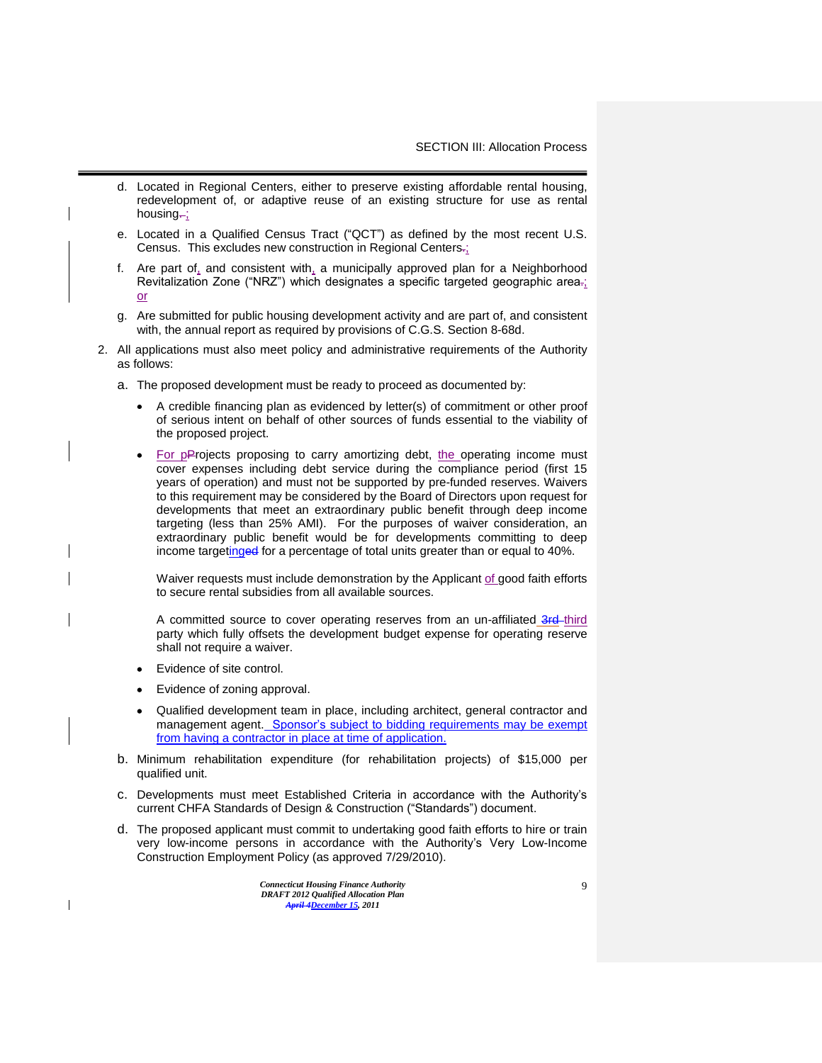d. Located in Regional Centers, either to preserve existing affordable rental housing, redevelopment of, or adaptive reuse of an existing structure for use as rental housing~~.~~;

e. Located in a Qualified Census Tract ("QCT") as defined by the most recent U.S. Census. This excludes new construction in Regional Centers~~.~~;

f. Are part of, and consistent with, a municipally approved plan for a Neighborhood Revitalization Zone ("NRZ") which designates a specific targeted geographic area~~.~~; or

g. Are submitted for public housing development activity and are part of, and consistent with, the annual report as required by provisions of C.G.S. Section 8-68d.

2. All applications must also meet policy and administrative requirements of the Authority as follows:

   a. The proposed development must be ready to proceed as documented by:

      - A credible financing plan as evidenced by letter(s) of commitment or other proof of serious intent on behalf of other sources of funds essential to the viability of the proposed project.

      - For p~~P~~rojects proposing to carry amortizing debt, the operating income must cover expenses including debt service during the compliance period (first 15 years of operation) and must not be supported by pre-funded reserves. Waivers to this requirement may be considered by the Board of Directors upon request for developments that meet an extraordinary public benefit through deep income targeting (less than 25% AMI). For the purposes of waiver consideration, an extraordinary public benefit would be for developments committing to deep income targeting~~ed~~ for a percentage of total units greater than or equal to 40%.

        Waiver requests must include demonstration by the Applicant of good faith efforts to secure rental subsidies from all available sources.

        A committed source to cover operating reserves from an un-affiliated ~~3rd~~ third party which fully offsets the development budget expense for operating reserve shall not require a waiver.

      - Evidence of site control.

      - Evidence of zoning approval.

      - Qualified development team in place, including architect, general contractor and management agent. Sponsor's subject to bidding requirements may be exempt from having a contractor in place at time of application.

   b. Minimum rehabilitation expenditure (for rehabilitation projects) of $15,000 per qualified unit.

   c. Developments must meet Established Criteria in accordance with the Authority's current CHFA Standards of Design & Construction ("Standards") document.

   d. The proposed applicant must commit to undertaking good faith efforts to hire or train very low-income persons in accordance with the Authority's Very Low-Income Construction Employment Policy (as approved 7/29/2010).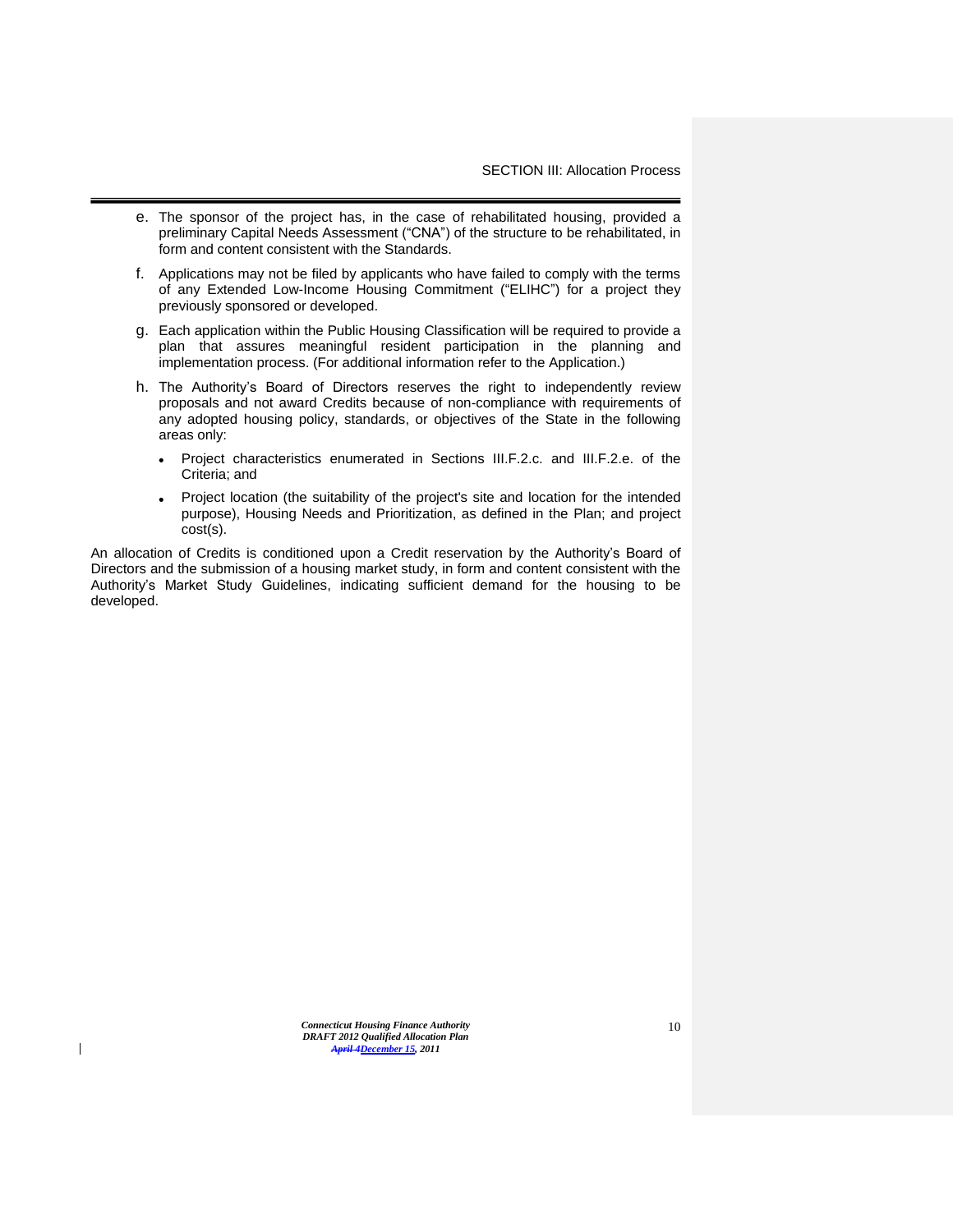e. The sponsor of the project has, in the case of rehabilitated housing, provided a preliminary Capital Needs Assessment ("CNA") of the structure to be rehabilitated, in form and content consistent with the Standards.

f. Applications may not be filed by applicants who have failed to comply with the terms of any Extended Low-Income Housing Commitment ("ELIHC") for a project they previously sponsored or developed.

g. Each application within the Public Housing Classification will be required to provide a plan that assures meaningful resident participation in the planning and implementation process. (For additional information refer to the Application.)

h. The Authority's Board of Directors reserves the right to independently review proposals and not award Credits because of non-compliance with requirements of any adopted housing policy, standards, or objectives of the State in the following areas only:

- Project characteristics enumerated in Sections III.F.2.c. and III.F.2.e. of the Criteria; and
- Project location (the suitability of the project's site and location for the intended purpose), Housing Needs and Prioritization, as defined in the Plan; and project cost(s).

An allocation of Credits is conditioned upon a Credit reservation by the Authority's Board of Directors and the submission of a housing market study, in form and content consistent with the Authority's Market Study Guidelines, indicating sufficient demand for the housing to be developed.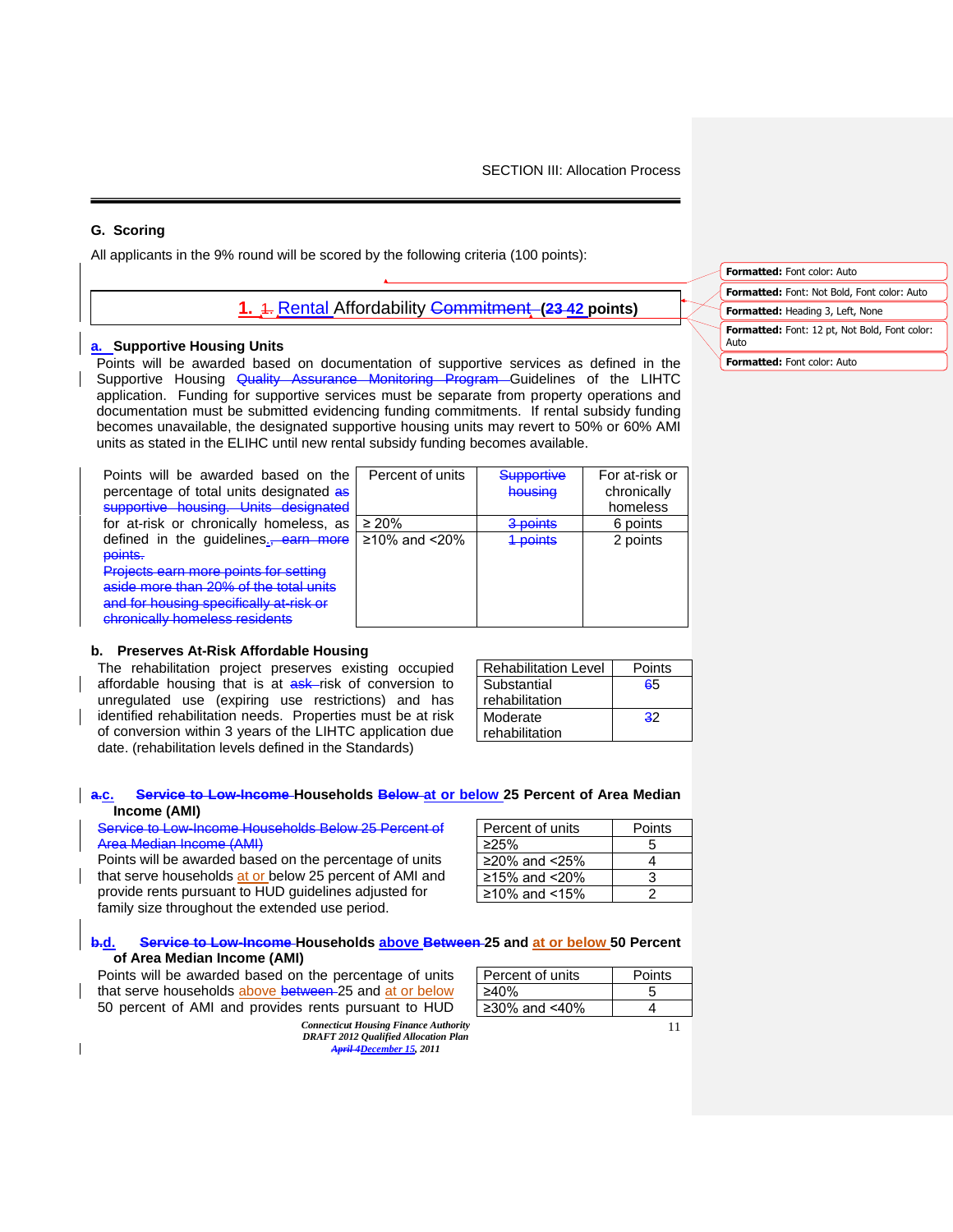## G. Scoring

All applicants in the 9% round will be scored by the following criteria (100 points):

### 1. 1. Rental Affordability Commitment (23 42 points)

**a. Supportive Housing Units**

Points will be awarded based on documentation of supportive services as defined in the Supportive Housing Quality Assurance Monitoring Program Guidelines of the LIHTC application. Funding for supportive services must be separate from property operations and documentation must be submitted evidencing funding commitments. If rental subsidy funding becomes unavailable, the designated supportive housing units may revert to 50% or 60% AMI units as stated in the ELIHC until new rental subsidy funding becomes available.

Points will be awarded based on the percentage of total units designated as supportive housing. Units designated for at-risk or chronically homeless, as defined in the guidelines., earn more points. Projects earn more points for setting aside more than 20% of the total units and for housing specifically at-risk or chronically homeless residents

| Percent of units | Supportive housing | For at-risk or chronically homeless |
|---|---|---|
| ≥ 20% | 3 points | 6 points |
| ≥10% and <20% | 1 points | 2 points |

**b. Preserves At-Risk Affordable Housing**

The rehabilitation project preserves existing occupied affordable housing that is at ask risk of conversion to unregulated use (expiring use restrictions) and has identified rehabilitation needs. Properties must be at risk of conversion within 3 years of the LIHTC application due date. (rehabilitation levels defined in the Standards)

| Rehabilitation Level | Points |
|---|---|
| Substantial rehabilitation | 65 |
| Moderate rehabilitation | 32 |

**a.c. Service to Low-Income Households Below at or below 25 Percent of Area Median Income (AMI)**

Service to Low-Income Households Below 25 Percent of Area Median Income (AMI)
Points will be awarded based on the percentage of units that serve households at or below 25 percent of AMI and provide rents pursuant to HUD guidelines adjusted for family size throughout the extended use period.

| Percent of units | Points |
|---|---|
| ≥25% | 5 |
| ≥20% and <25% | 4 |
| ≥15% and <20% | 3 |
| ≥10% and <15% | 2 |

**b.d. Service to Low-Income Households above Between 25 and at or below 50 Percent of Area Median Income (AMI)**

Points will be awarded based on the percentage of units that serve households above between 25 and at or below 50 percent of AMI and provides rents pursuant to HUD

| Percent of units | Points |
|---|---|
| ≥40% | 5 |
| ≥30% and <40% | 4 |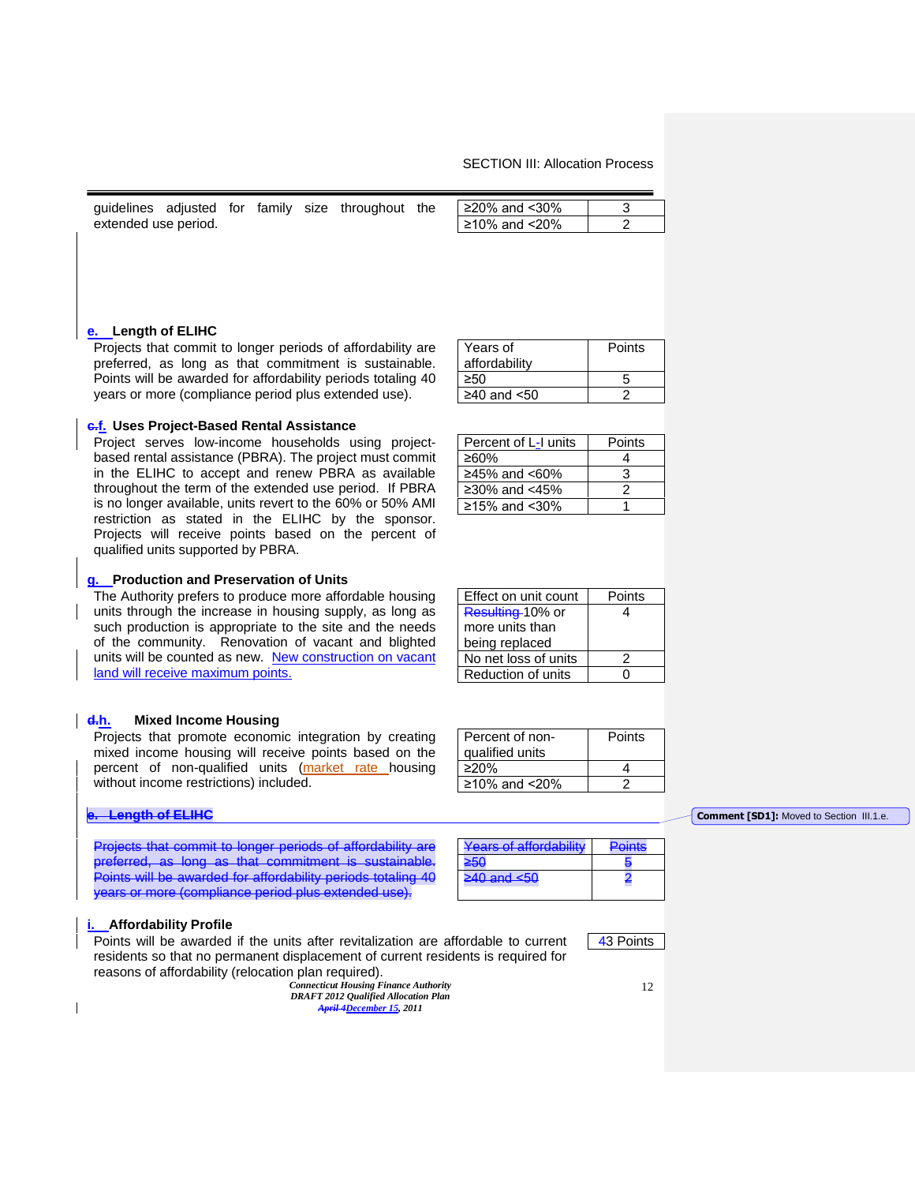guidelines adjusted for family size throughout the extended use period.

| | |
|---|---|
| ≥20% and <30% | 3 |
| ≥10% and <20% | 2 |

**e. Length of ELIHC**

Projects that commit to longer periods of affordability are preferred, as long as that commitment is sustainable. Points will be awarded for affordability periods totaling 40 years or more (compliance period plus extended use).

| Years of affordability | Points |
|---|---|
| ≥50 | 5 |
| ≥40 and <50 | 2 |

**~~e.~~f. Uses Project-Based Rental Assistance**

Project serves low-income households using project-based rental assistance (PBRA). The project must commit in the ELIHC to accept and renew PBRA as available throughout the term of the extended use period. If PBRA is no longer available, units revert to the 60% or 50% AMI restriction as stated in the ELIHC by the sponsor. Projects will receive points based on the percent of qualified units supported by PBRA.

| Percent of L-I units | Points |
|---|---|
| ≥60% | 4 |
| ≥45% and <60% | 3 |
| ≥30% and <45% | 2 |
| ≥15% and <30% | 1 |

**g. Production and Preservation of Units**

The Authority prefers to produce more affordable housing units through the increase in housing supply, as long as such production is appropriate to the site and the needs of the community. Renovation of vacant and blighted units will be counted as new. New construction on vacant land will receive maximum points.

| Effect on unit count | Points |
|---|---|
| ~~Resulting~~ 10% or more units than being replaced | 4 |
| No net loss of units | 2 |
| Reduction of units | 0 |

**~~d.~~h. Mixed Income Housing**

Projects that promote economic integration by creating mixed income housing will receive points based on the percent of non-qualified units (market rate housing without income restrictions) included.

| Percent of non-qualified units | Points |
|---|---|
| ≥20% | 4 |
| ≥10% and <20% | 2 |

~~**e. Length of ELIHC**~~

~~Projects that commit to longer periods of affordability are preferred, as long as that commitment is sustainable. Points will be awarded for affordability periods totaling 40 years or more (compliance period plus extended use).~~

| ~~Years of affordability~~ | ~~Points~~ |
|---|---|
| ~~≥50~~ | ~~5~~ |
| ~~≥40 and <50~~ | ~~2~~ |

**Comment [SD1]:** Moved to Section III.1.e.

**i. Affordability Profile**

Points will be awarded if the units after revitalization are affordable to current residents so that no permanent displacement of current residents is required for reasons of affordability (relocation plan required).

| 43 Points |
|---|

*Connecticut Housing Finance Authority*
*DRAFT 2012 Qualified Allocation Plan*
*~~April 4~~December 15, 2011*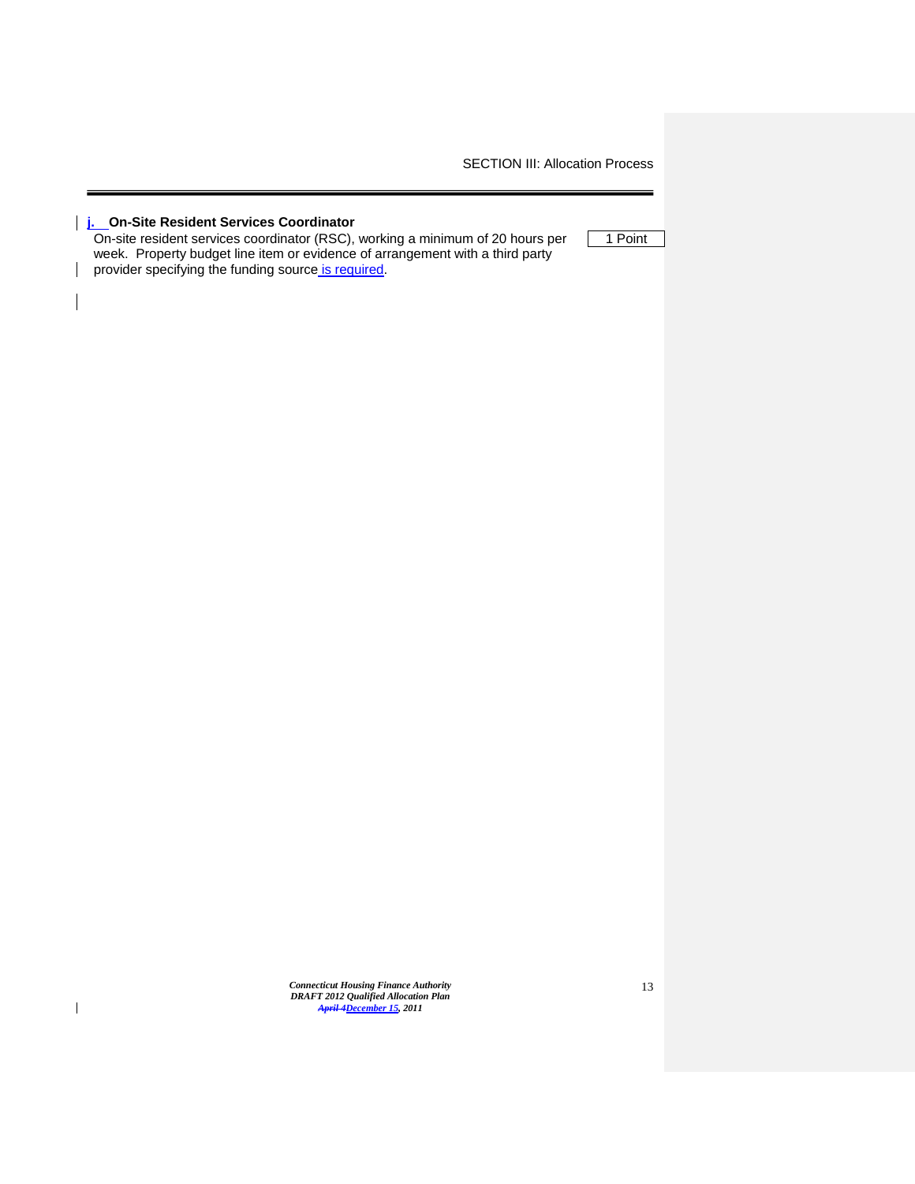**j. On-Site Resident Services Coordinator**

On-site resident services coordinator (RSC), working a minimum of 20 hours per week. Property budget line item or evidence of arrangement with a third party provider specifying the funding source is required.

| 1 Point |
|---|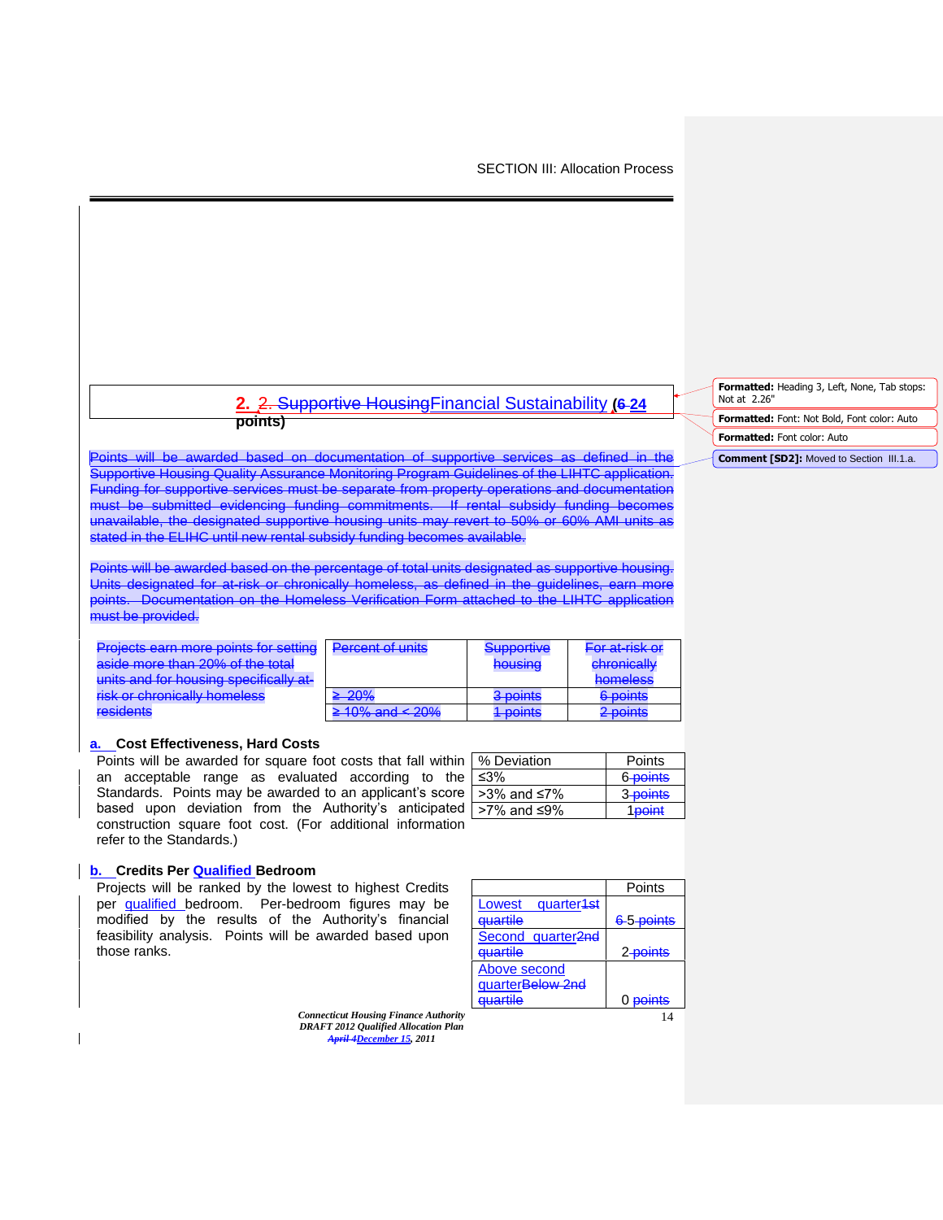## 2. ~~2. Supportive Housing~~Financial Sustainability (~~6~~ 24 points)

~~Points will be awarded based on documentation of supportive services as defined in the Supportive Housing Quality Assurance Monitoring Program Guidelines of the LIHTC application. Funding for supportive services must be separate from property operations and documentation must be submitted evidencing funding commitments. If rental subsidy funding becomes unavailable, the designated supportive housing units may revert to 50% or 60% AMI units as stated in the ELIHC until new rental subsidy funding becomes available.~~

~~Points will be awarded based on the percentage of total units designated as supportive housing. Units designated for at-risk or chronically homeless, as defined in the guidelines, earn more points. Documentation on the Homeless Verification Form attached to the LIHTC application must be provided.~~

~~Projects earn more points for setting aside more than 20% of the total units and for housing specifically at-risk or chronically homeless residents~~

| ~~Percent of units~~ | ~~Supportive housing~~ | ~~For at-risk or chronically homeless~~ |
|---|---|---|
| ~~≥ 20%~~ | ~~3 points~~ | ~~6 points~~ |
| ~~≥ 10% and < 20%~~ | ~~1 points~~ | ~~2 points~~ |

### a. Cost Effectiveness, Hard Costs

Points will be awarded for square foot costs that fall within an acceptable range as evaluated according to the Standards. Points may be awarded to an applicant's score based upon deviation from the Authority's anticipated construction square foot cost. (For additional information refer to the Standards.)

| % Deviation | Points |
|---|---|
| ≤3% | 6 ~~points~~ |
| >3% and ≤7% | 3 ~~points~~ |
| >7% and ≤9% | 1 ~~point~~ |

### b. Credits Per Qualified Bedroom

Projects will be ranked by the lowest to highest Credits per qualified bedroom. Per-bedroom figures may be modified by the results of the Authority's financial feasibility analysis. Points will be awarded based upon those ranks.

| | Points |
|---|---|
| Lowest quarter~~1st quartile~~ | ~~6~~ 5 ~~points~~ |
| Second quarter~~2nd quartile~~ | 2 ~~points~~ |
| Above second quarter~~Below 2nd quartile~~ | 0 ~~points~~ |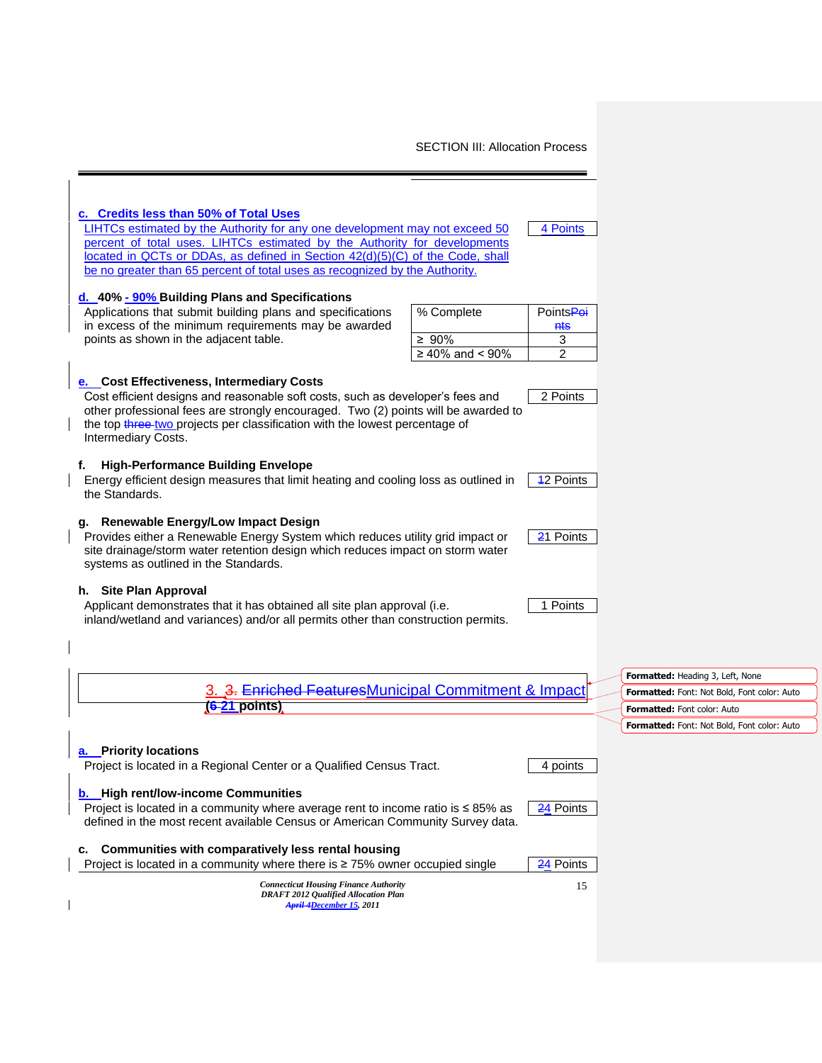**c. Credits less than 50% of Total Uses**

LIHTCs estimated by the Authority for any one development may not exceed 50 percent of total uses. LIHTCs estimated by the Authority for developments located in QCTs or DDAs, as defined in Section 42(d)(5)(C) of the Code, shall be no greater than 65 percent of total uses as recognized by the Authority.

4 Points

**d. 40% - 90% Building Plans and Specifications**

Applications that submit building plans and specifications in excess of the minimum requirements may be awarded points as shown in the adjacent table.

| % Complete | Points |
| --- | --- |
| ≥ 90% | 3 |
| ≥ 40% and < 90% | 2 |

**e. Cost Effectiveness, Intermediary Costs**

Cost efficient designs and reasonable soft costs, such as developer's fees and other professional fees are strongly encouraged. Two (2) points will be awarded to the top ~~three~~ two projects per classification with the lowest percentage of Intermediary Costs.

2 Points

**f. High-Performance Building Envelope**

Energy efficient design measures that limit heating and cooling loss as outlined in the Standards.

~~1~~2 Points

**g. Renewable Energy/Low Impact Design**

Provides either a Renewable Energy System which reduces utility grid impact or site drainage/storm water retention design which reduces impact on storm water systems as outlined in the Standards.

~~2~~1 Points

**h. Site Plan Approval**

Applicant demonstrates that it has obtained all site plan approval (i.e. inland/wetland and variances) and/or all permits other than construction permits.

1 Points

### 3. ~~3. Enriched Features~~ Municipal Commitment & Impact (~~6~~ 21 points)

**a. Priority locations**

Project is located in a Regional Center or a Qualified Census Tract.

4 points

**b. High rent/low-income Communities**

Project is located in a community where average rent to income ratio is ≤ 85% as defined in the most recent available Census or American Community Survey data.

~~2~~4 Points

**c. Communities with comparatively less rental housing**

Project is located in a community where there is ≥ 75% owner occupied single

~~2~~4 Points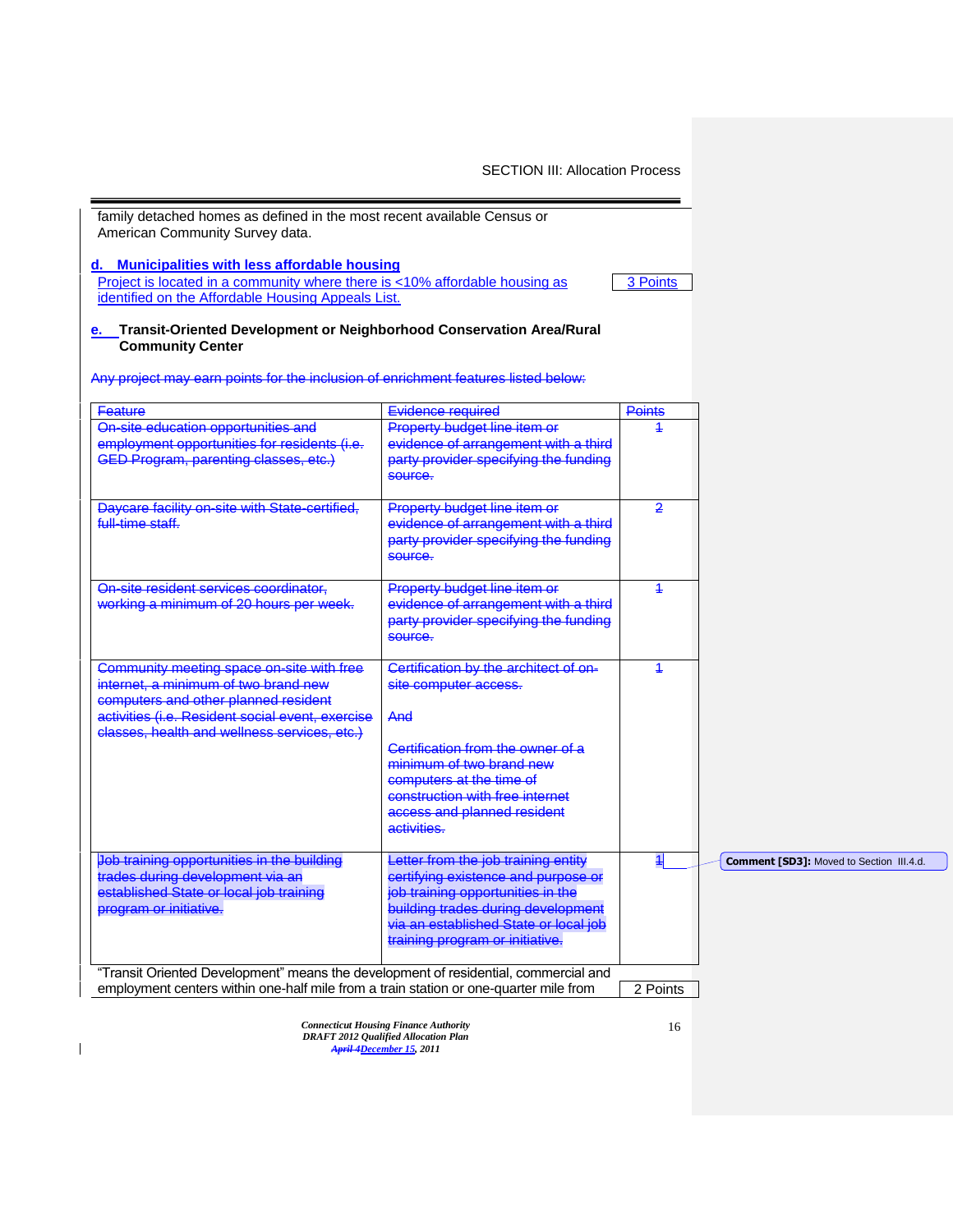family detached homes as defined in the most recent available Census or American Community Survey data.

**d. Municipalities with less affordable housing**

Project is located in a community where there is <10% affordable housing as identified on the Affordable Housing Appeals List. | 3 Points

**e. Transit-Oriented Development or Neighborhood Conservation Area/Rural Community Center**

~~Any project may earn points for the inclusion of enrichment features listed below:~~

| ~~Feature~~ | ~~Evidence required~~ | ~~Points~~ |
|---|---|---|
| ~~On-site education opportunities and employment opportunities for residents (i.e. GED Program, parenting classes, etc.)~~ | ~~Property budget line item or evidence of arrangement with a third party provider specifying the funding source.~~ | ~~1~~ |
| ~~Daycare facility on-site with State-certified, full-time staff.~~ | ~~Property budget line item or evidence of arrangement with a third party provider specifying the funding source.~~ | ~~2~~ |
| ~~On-site resident services coordinator, working a minimum of 20 hours per week.~~ | ~~Property budget line item or evidence of arrangement with a third party provider specifying the funding source.~~ | ~~1~~ |
| ~~Community meeting space on-site with free internet, a minimum of two brand new computers and other planned resident activities (i.e. Resident social event, exercise classes, health and wellness services, etc.)~~ | ~~Certification by the architect of on-site computer access.~~ ~~And~~ ~~Certification from the owner of a minimum of two brand new computers at the time of construction with free internet access and planned resident activities.~~ | ~~1~~ |
| ~~Job training opportunities in the building trades during development via an established State or local job training program or initiative.~~ | ~~Letter from the job training entity certifying existence and purpose or job training opportunities in the building trades during development via an established State or local job training program or initiative.~~ | ~~1~~ |

Comment [SD3]: Moved to Section III.4.d.

"Transit Oriented Development" means the development of residential, commercial and employment centers within one-half mile from a train station or one-quarter mile from | 2 Points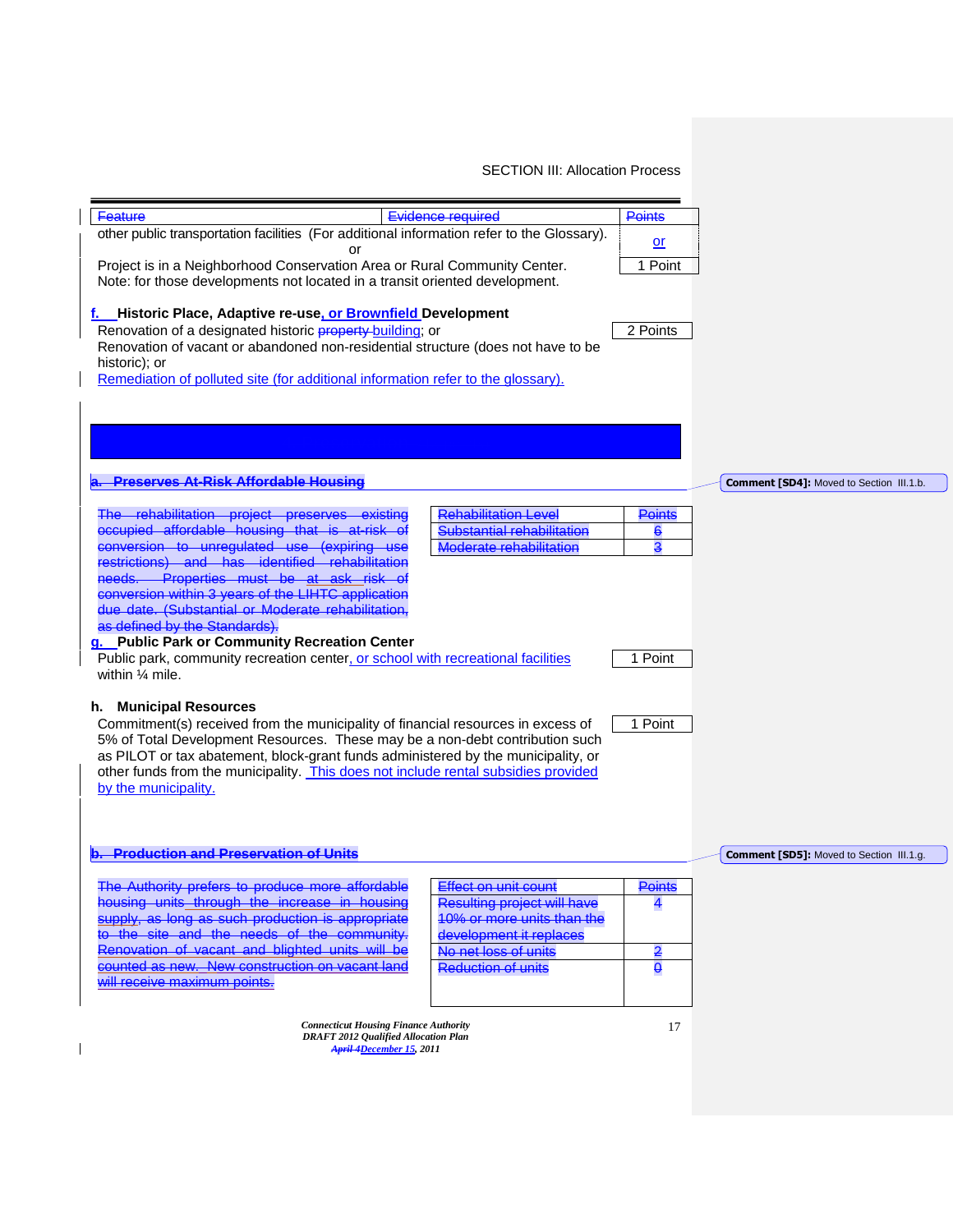| Feature | Evidence required | Points |
|---|---|---|
| other public transportation facilities (For additional information refer to the Glossary). or | | or |
| Project is in a Neighborhood Conservation Area or Rural Community Center. Note: for those developments not located in a transit oriented development. | | 1 Point |

**f. Historic Place, Adaptive re-use, or Brownfield Development**

Renovation of a designated historic property building; or
Renovation of vacant or abandoned non-residential structure (does not have to be historic); or
Remediation of polluted site (for additional information refer to the glossary).

2 Points

**a. Preserves At-Risk Affordable Housing**

Comment [SD4]: Moved to Section III.1.b.

The rehabilitation project preserves existing occupied affordable housing that is at-risk of conversion to unregulated use (expiring use restrictions) and has identified rehabilitation needs. Properties must be at ask risk of conversion within 3 years of the LIHTC application due date. (Substantial or Moderate rehabilitation, as defined by the Standards).

| Rehabilitation Level | Points |
|---|---|
| Substantial rehabilitation | 6 |
| Moderate rehabilitation | 3 |

**g. Public Park or Community Recreation Center**

Public park, community recreation center, or school with recreational facilities within ¼ mile.

1 Point

**h. Municipal Resources**

Commitment(s) received from the municipality of financial resources in excess of 5% of Total Development Resources. These may be a non-debt contribution such as PILOT or tax abatement, block-grant funds administered by the municipality, or other funds from the municipality. This does not include rental subsidies provided by the municipality.

1 Point

**b. Production and Preservation of Units**

Comment [SD5]: Moved to Section III.1.g.

The Authority prefers to produce more affordable housing units through the increase in housing supply, as long as such production is appropriate to the site and the needs of the community. Renovation of vacant and blighted units will be counted as new. New construction on vacant land will receive maximum points.

| Effect on unit count | Points |
|---|---|
| Resulting project will have 10% or more units than the development it replaces | 4 |
| No net loss of units | 2 |
| Reduction of units | 0 |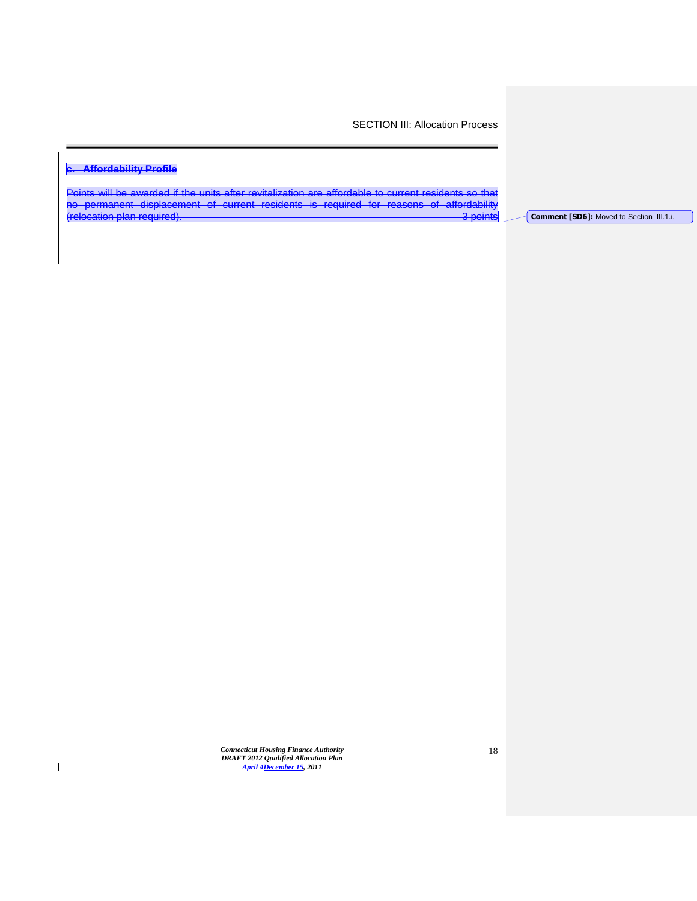### c. Affordability Profile

Points will be awarded if the units after revitalization are affordable to current residents so that no permanent displacement of current residents is required for reasons of affordability (relocation plan required). 3 points

**Comment [SD6]:** Moved to Section III.1.i.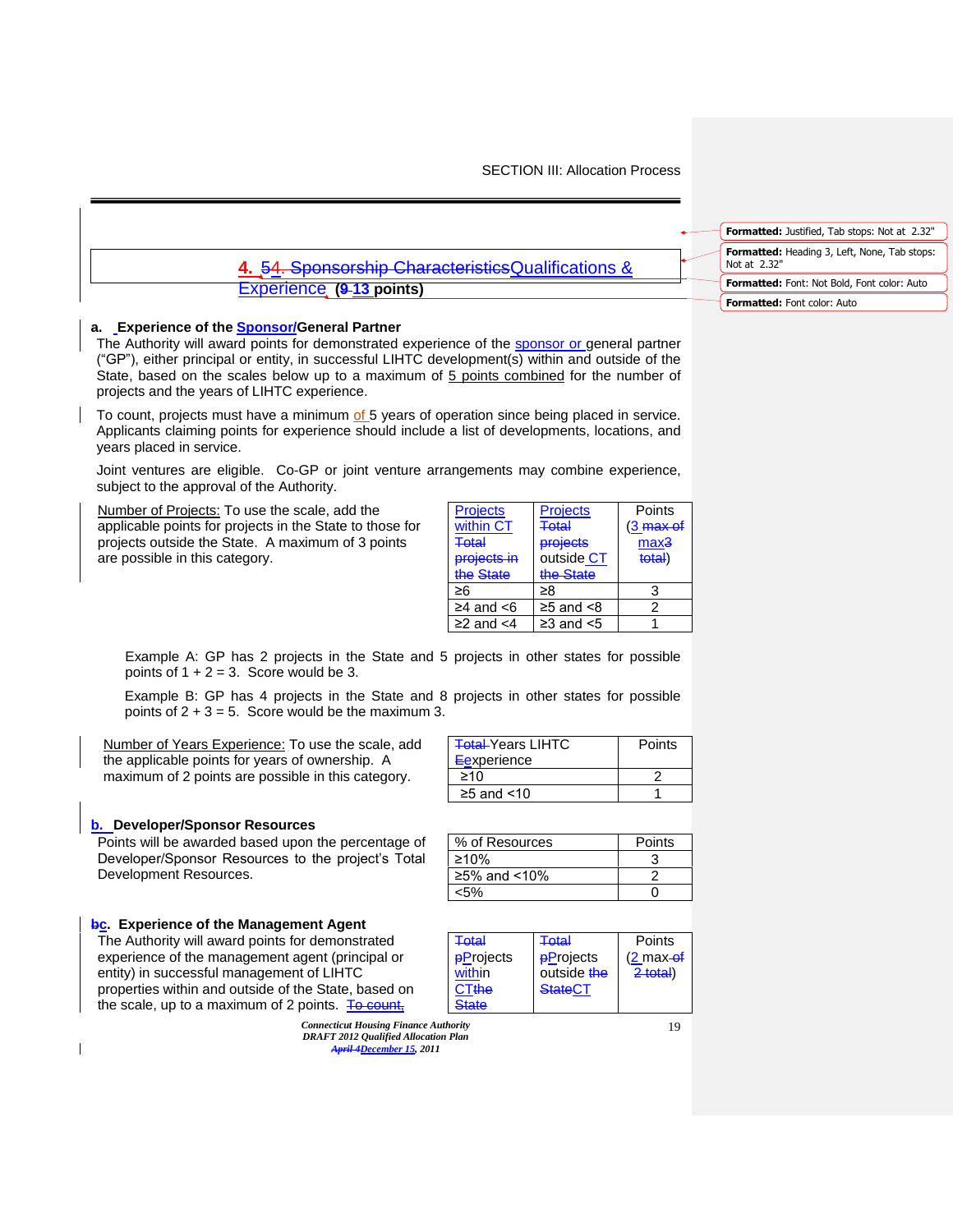## 4. 5 Qualifications & Experience (13 points)

**a. Experience of the Sponsor/General Partner**

The Authority will award points for demonstrated experience of the sponsor or general partner ("GP"), either principal or entity, in successful LIHTC development(s) within and outside of the State, based on the scales below up to a maximum of 5 points combined for the number of projects and the years of LIHTC experience.

To count, projects must have a minimum of 5 years of operation since being placed in service. Applicants claiming points for experience should include a list of developments, locations, and years placed in service.

Joint ventures are eligible. Co-GP or joint venture arrangements may combine experience, subject to the approval of the Authority.

Number of Projects: To use the scale, add the applicable points for projects in the State to those for projects outside the State. A maximum of 3 points are possible in this category.

| Projects within CT | Projects outside CT | Points (3 max) |
|---|---|---|
| ≥6 | ≥8 | 3 |
| ≥4 and <6 | ≥5 and <8 | 2 |
| ≥2 and <4 | ≥3 and <5 | 1 |

Example A: GP has 2 projects in the State and 5 projects in other states for possible points of 1 + 2 = 3. Score would be 3.

Example B: GP has 4 projects in the State and 8 projects in other states for possible points of 2 + 3 = 5. Score would be the maximum 3.

Number of Years Experience: To use the scale, add the applicable points for years of ownership. A maximum of 2 points are possible in this category.

| Years LIHTC Experience | Points |
|---|---|
| ≥10 | 2 |
| ≥5 and <10 | 1 |

**b. Developer/Sponsor Resources**

Points will be awarded based upon the percentage of Developer/Sponsor Resources to the project's Total Development Resources.

| % of Resources | Points |
|---|---|
| ≥10% | 3 |
| ≥5% and <10% | 2 |
| <5% | 0 |

**c. Experience of the Management Agent**

The Authority will award points for demonstrated experience of the management agent (principal or entity) in successful management of LIHTC properties within and outside of the State, based on the scale, up to a maximum of 2 points.

| Projects within CT | Projects outside CT | Points (2 max) |
|---|---|---|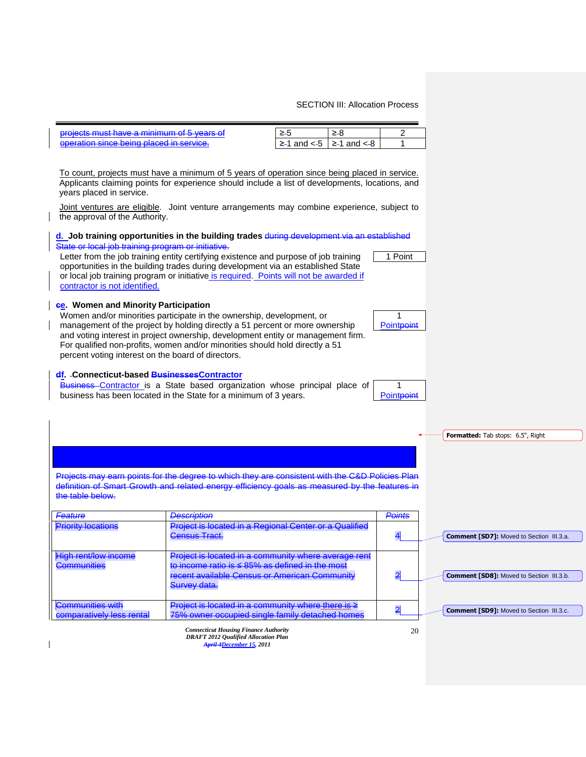| projects must have a minimum of 5 years of operation since being placed in service. | ≥5 | ≥8 | 2 |
|---|---|---|---|
| | ≥1 and <5 | ≥1 and <8 | 1 |

To count, projects must have a minimum of 5 years of operation since being placed in service. Applicants claiming points for experience should include a list of developments, locations, and years placed in service.

Joint ventures are eligible. Joint venture arrangements may combine experience, subject to the approval of the Authority.

**d. Job training opportunities in the building trades** during development via an established State or local job training program or initiative.

Letter from the job training entity certifying existence and purpose of job training opportunities in the building trades during development via an established State or local job training program or initiative is required. Points will not be awarded if contractor is not identified.

1 Point

**ce. Women and Minority Participation**

Women and/or minorities participate in the ownership, development, or management of the project by holding directly a 51 percent or more ownership and voting interest in project ownership, development entity or management firm. For qualified non-profits, women and/or minorities should hold directly a 51 percent voting interest on the board of directors.

1 Pointpoint

**df. Connecticut-based BusinessesContractor**

Business Contractor is a State based organization whose principal place of business has been located in the State for a minimum of 3 years.

1 Pointpoint

Projects may earn points for the degree to which they are consistent with the C&D Policies Plan definition of Smart Growth and related energy efficiency goals as measured by the features in the table below.

| *Feature* | *Description* | *Points* |
|---|---|---|
| Priority locations | Project is located in a Regional Center or a Qualified Census Tract. | 4 |
| High rent/low income Communities | Project is located in a community where average rent to income ratio is ≤ 85% as defined in the most recent available Census or American Community Survey data. | 2 |
| Communities with comparatively less rental | Project is located in a community where there is ≥ 75% owner occupied single family detached homes | 2 |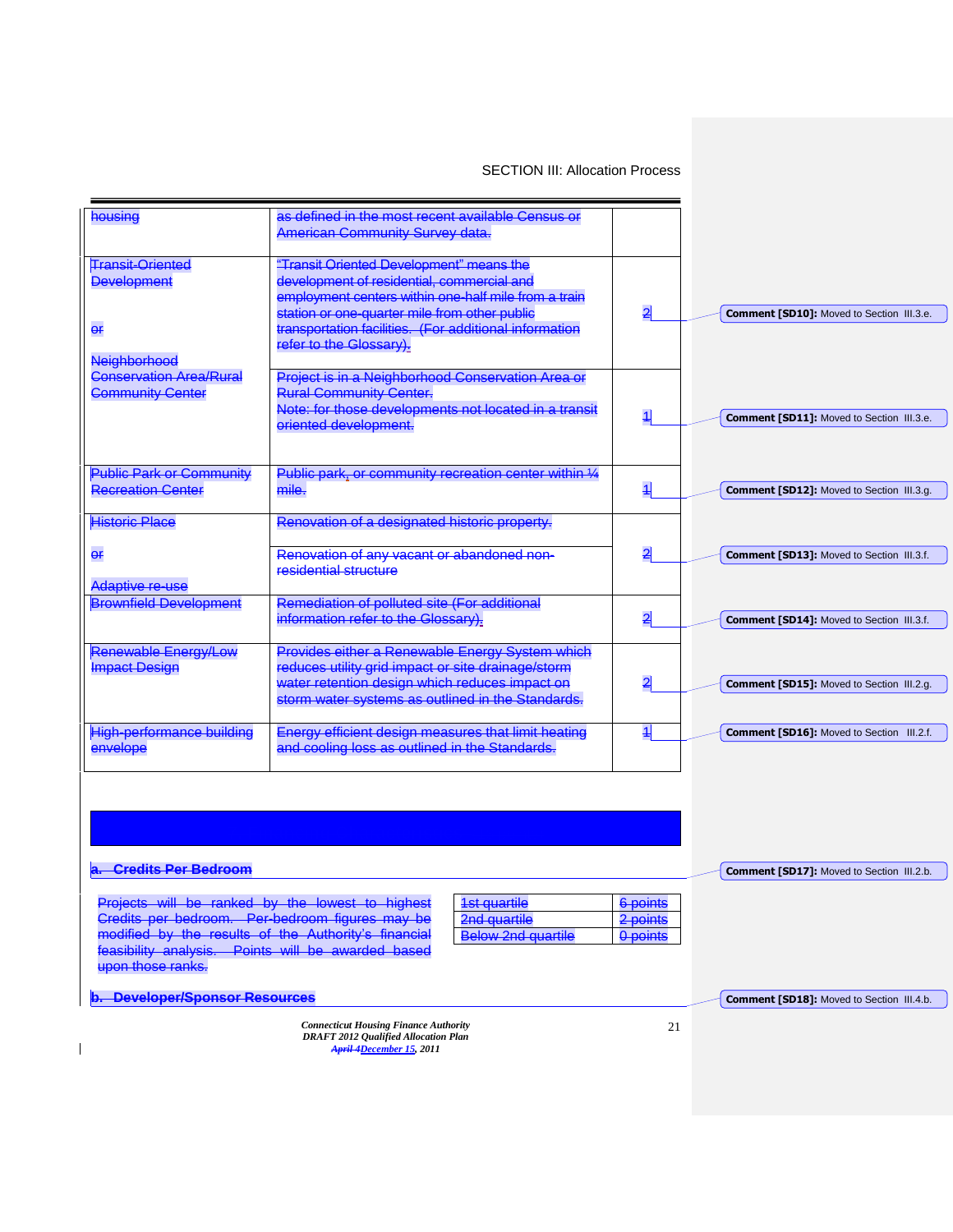| | | |
|---|---|---|
| housing | as defined in the most recent available Census or American Community Survey data. | |
| Transit-Oriented Development<br><br>or<br><br>Neighborhood Conservation Area/Rural Community Center | "Transit Oriented Development" means the development of residential, commercial and employment centers within one-half mile from a train station or one-quarter mile from other public transportation facilities. (For additional information refer to the Glossary). | 2 |
| | Project is in a Neighborhood Conservation Area or Rural Community Center.<br>Note: for those developments not located in a transit oriented development. | 1 |
| Public Park or Community Recreation Center | Public park, or community recreation center within ¼ mile. | 1 |
| Historic Place<br><br>or<br><br>Adaptive re-use | Renovation of a designated historic property.<br><br>Renovation of any vacant or abandoned non-residential structure | 2 |
| Brownfield Development | Remediation of polluted site (For additional information refer to the Glossary). | 2 |
| Renewable Energy/Low Impact Design | Provides either a Renewable Energy System which reduces utility grid impact or site drainage/storm water retention design which reduces impact on storm water systems as outlined in the Standards. | 2 |
| High-performance building envelope | Energy efficient design measures that limit heating and cooling loss as outlined in the Standards. | 1 |

Comment [SD10]: Moved to Section III.3.e.

Comment [SD11]: Moved to Section III.3.e.

Comment [SD12]: Moved to Section III.3.g.

Comment [SD13]: Moved to Section III.3.f.

Comment [SD14]: Moved to Section III.3.f.

Comment [SD15]: Moved to Section III.2.g.

Comment [SD16]: Moved to Section III.2.f.

### a. Credits Per Bedroom

Comment [SD17]: Moved to Section III.2.b.

Projects will be ranked by the lowest to highest Credits per bedroom. Per-bedroom figures may be modified by the results of the Authority's financial feasibility analysis. Points will be awarded based upon those ranks.

| | |
|---|---|
| 1st quartile | 6 points |
| 2nd quartile | 2 points |
| Below 2nd quartile | 0 points |

### b. Developer/Sponsor Resources

Comment [SD18]: Moved to Section III.4.b.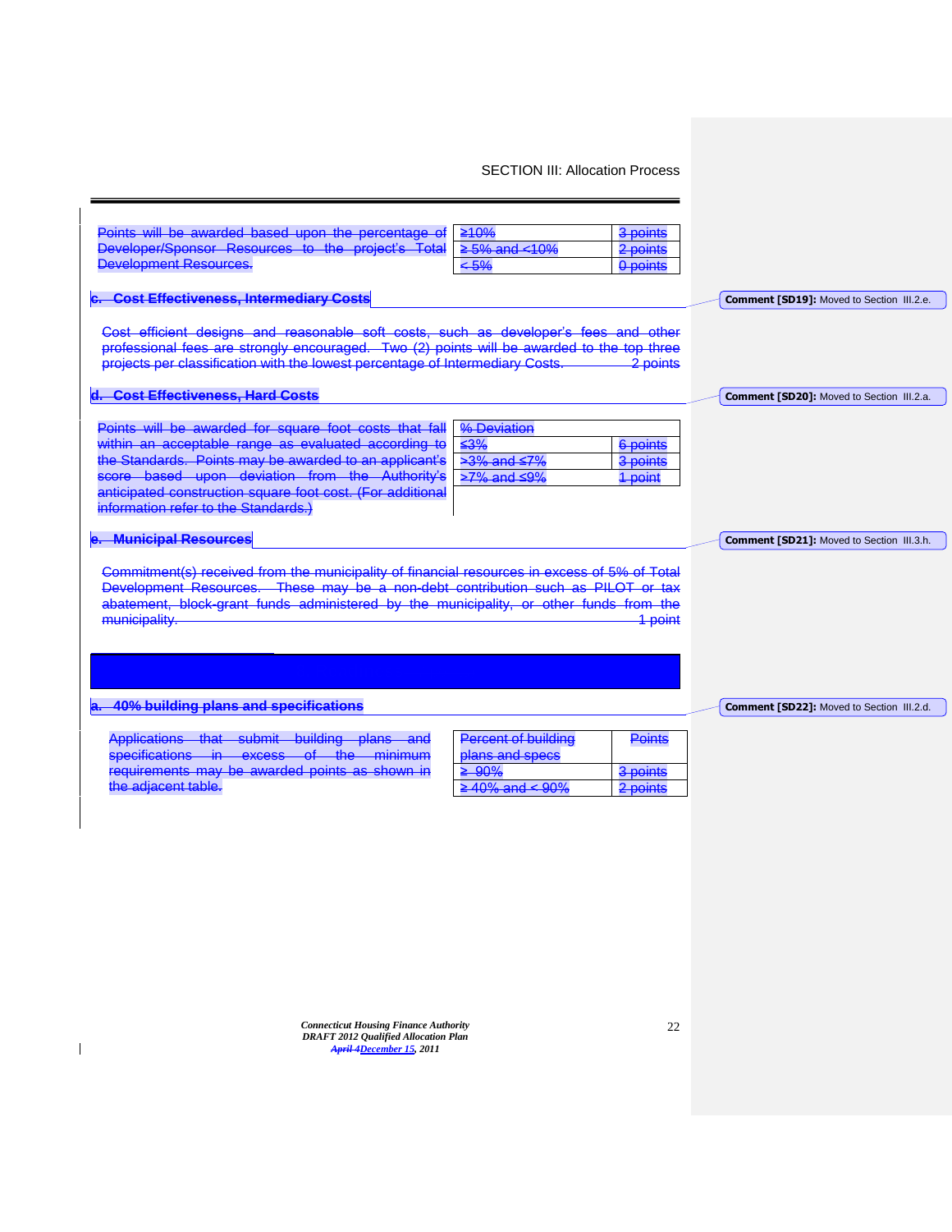Points will be awarded based upon the percentage of Developer/Sponsor Resources to the project's Total Development Resources.

| | |
|---|---|
| ≥10% | 3 points |
| ≥ 5% and <10% | 2 points |
| < 5% | 0 points |

### c. Cost Effectiveness, Intermediary Costs

Comment [SD19]: Moved to Section III.2.e.

Cost efficient designs and reasonable soft costs, such as developer's fees and other professional fees are strongly encouraged. Two (2) points will be awarded to the top three projects per classification with the lowest percentage of Intermediary Costs. 2 points

### d. Cost Effectiveness, Hard Costs

Comment [SD20]: Moved to Section III.2.a.

Points will be awarded for square foot costs that fall within an acceptable range as evaluated according to the Standards. Points may be awarded to an applicant's score based upon deviation from the Authority's anticipated construction square foot cost. (For additional information refer to the Standards.)

| % Deviation | |
|---|---|
| ≤3% | 6 points |
| >3% and ≤7% | 3 points |
| >7% and ≤9% | 1 point |

### e. Municipal Resources

Comment [SD21]: Moved to Section III.3.h.

Commitment(s) received from the municipality of financial resources in excess of 5% of Total Development Resources. These may be a non-debt contribution such as PILOT or tax abatement, block-grant funds administered by the municipality, or other funds from the municipality. 1 point

### a. 40% building plans and specifications

Comment [SD22]: Moved to Section III.2.d.

Applications that submit building plans and specifications in excess of the minimum requirements may be awarded points as shown in the adjacent table.

| Percent of building plans and specs | Points |
|---|---|
| ≥ 90% | 3 points |
| ≥ 40% and < 90% | 2 points |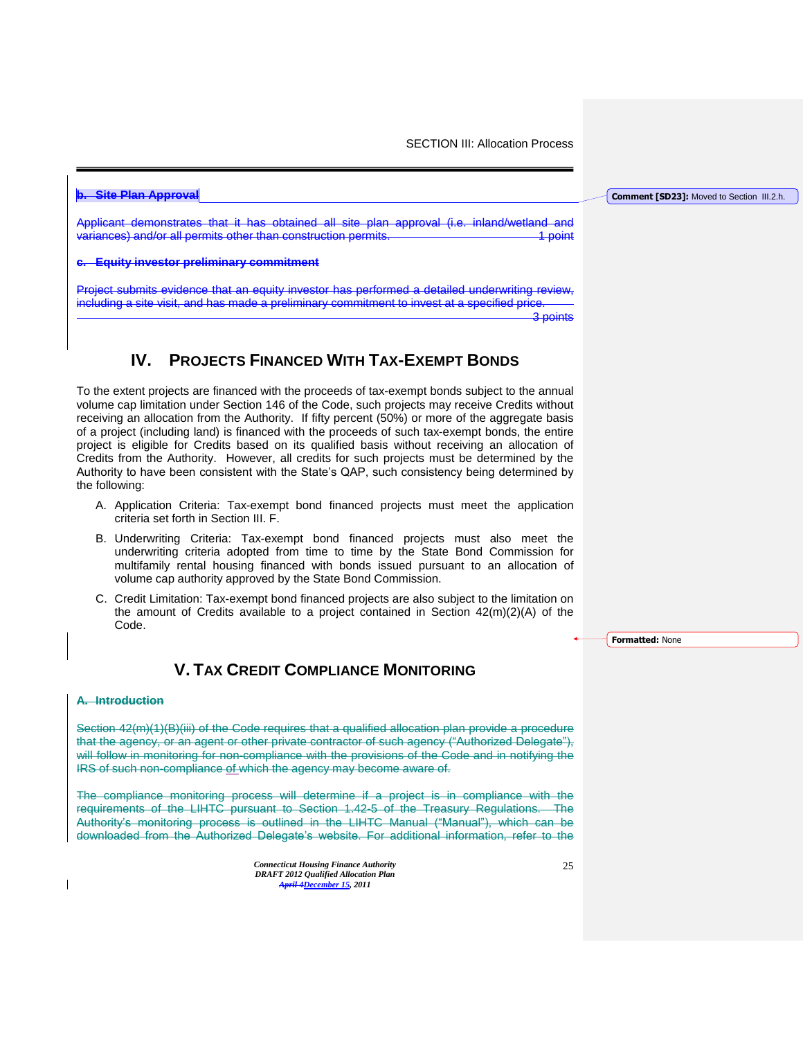**b. Site Plan Approval**

Applicant demonstrates that it has obtained all site plan approval (i.e. inland/wetland and variances) and/or all permits other than construction permits. 1 point

**c. Equity investor preliminary commitment**

Project submits evidence that an equity investor has performed a detailed underwriting review, including a site visit, and has made a preliminary commitment to invest at a specified price. 3 points

Comment [SD23]: Moved to Section III.2.h.

# IV. PROJECTS FINANCED WITH TAX-EXEMPT BONDS

To the extent projects are financed with the proceeds of tax-exempt bonds subject to the annual volume cap limitation under Section 146 of the Code, such projects may receive Credits without receiving an allocation from the Authority. If fifty percent (50%) or more of the aggregate basis of a project (including land) is financed with the proceeds of such tax-exempt bonds, the entire project is eligible for Credits based on its qualified basis without receiving an allocation of Credits from the Authority. However, all credits for such projects must be determined by the Authority to have been consistent with the State's QAP, such consistency being determined by the following:

A. Application Criteria: Tax-exempt bond financed projects must meet the application criteria set forth in Section III. F.

B. Underwriting Criteria: Tax-exempt bond financed projects must also meet the underwriting criteria adopted from time to time by the State Bond Commission for multifamily rental housing financed with bonds issued pursuant to an allocation of volume cap authority approved by the State Bond Commission.

C. Credit Limitation: Tax-exempt bond financed projects are also subject to the limitation on the amount of Credits available to a project contained in Section 42(m)(2)(A) of the Code.

Formatted: None

# V. TAX CREDIT COMPLIANCE MONITORING

**A. Introduction**

Section 42(m)(1)(B)(iii) of the Code requires that a qualified allocation plan provide a procedure that the agency, or an agent or other private contractor of such agency ("Authorized Delegate"), will follow in monitoring for non-compliance with the provisions of the Code and in notifying the IRS of such non-compliance of which the agency may become aware of.

The compliance monitoring process will determine if a project is in compliance with the requirements of the LIHTC pursuant to Section 1.42-5 of the Treasury Regulations. The Authority's monitoring process is outlined in the LIHTC Manual ("Manual"), which can be downloaded from the Authorized Delegate's website. For additional information, refer to the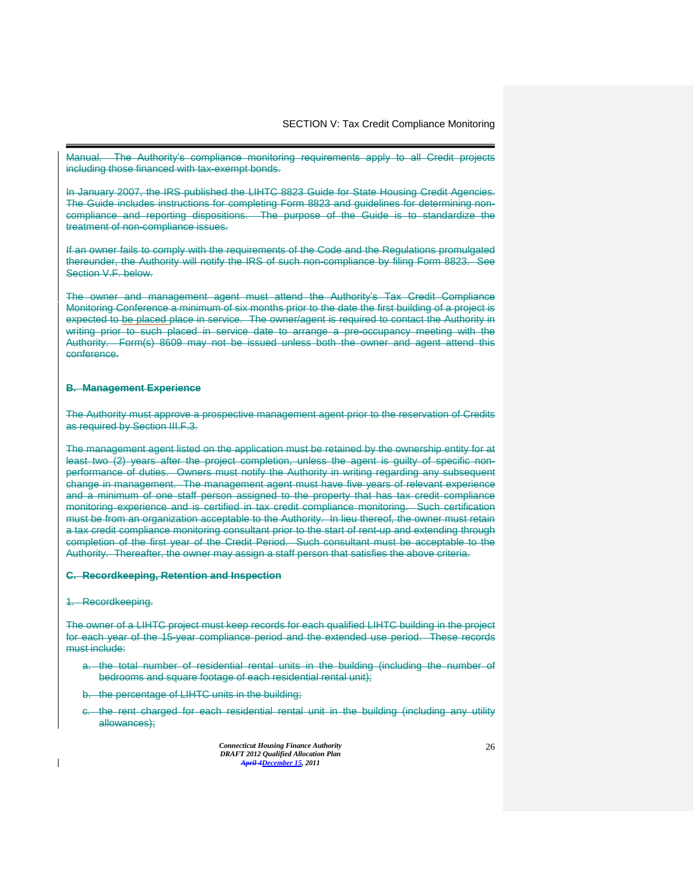Manual. The Authority's compliance monitoring requirements apply to all Credit projects including those financed with tax-exempt bonds.

In January 2007, the IRS published the LIHTC 8823 Guide for State Housing Credit Agencies. The Guide includes instructions for completing Form 8823 and guidelines for determining non-compliance and reporting dispositions. The purpose of the Guide is to standardize the treatment of non-compliance issues.

If an owner fails to comply with the requirements of the Code and the Regulations promulgated thereunder, the Authority will notify the IRS of such non-compliance by filing Form 8823. See Section V.F. below.

The owner and management agent must attend the Authority's Tax Credit Compliance Monitoring Conference a minimum of six months prior to the date the first building of a project is expected to be placed place in service. The owner/agent is required to contact the Authority in writing prior to such placed in service date to arrange a pre-occupancy meeting with the Authority. Form(s) 8609 may not be issued unless both the owner and agent attend this conference.

**B. Management Experience**

The Authority must approve a prospective management agent prior to the reservation of Credits as required by Section III.F.3.

The management agent listed on the application must be retained by the ownership entity for at least two (2) years after the project completion, unless the agent is guilty of specific non-performance of duties. Owners must notify the Authority in writing regarding any subsequent change in management. The management agent must have five years of relevant experience and a minimum of one staff person assigned to the property that has tax credit compliance monitoring experience and is certified in tax credit compliance monitoring. Such certification must be from an organization acceptable to the Authority. In lieu thereof, the owner must retain a tax credit compliance monitoring consultant prior to the start of rent-up and extending through completion of the first year of the Credit Period. Such consultant must be acceptable to the Authority. Thereafter, the owner may assign a staff person that satisfies the above criteria.

**C. Recordkeeping, Retention and Inspection**

1. Recordkeeping.

The owner of a LIHTC project must keep records for each qualified LIHTC building in the project for each year of the 15-year compliance period and the extended use period. These records must include:

a. the total number of residential rental units in the building (including the number of bedrooms and square footage of each residential rental unit);

b. the percentage of LIHTC units in the building;

c. the rent charged for each residential rental unit in the building (including any utility allowances);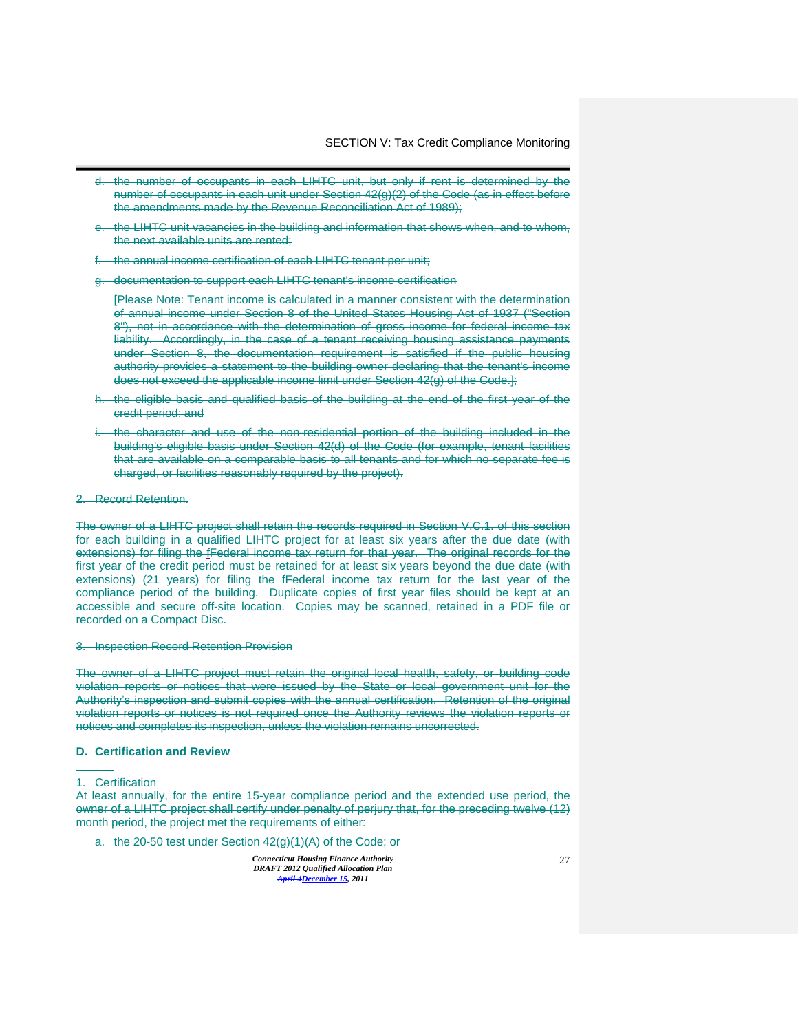d. the number of occupants in each LIHTC unit, but only if rent is determined by the number of occupants in each unit under Section 42(g)(2) of the Code (as in effect before the amendments made by the Revenue Reconciliation Act of 1989);

e. the LIHTC unit vacancies in the building and information that shows when, and to whom, the next available units are rented;

f. the annual income certification of each LIHTC tenant per unit;

g. documentation to support each LIHTC tenant's income certification

[Please Note: Tenant income is calculated in a manner consistent with the determination of annual income under Section 8 of the United States Housing Act of 1937 ("Section 8"), not in accordance with the determination of gross income for federal income tax liability. Accordingly, in the case of a tenant receiving housing assistance payments under Section 8, the documentation requirement is satisfied if the public housing authority provides a statement to the building owner declaring that the tenant's income does not exceed the applicable income limit under Section 42(g) of the Code.];

h. the eligible basis and qualified basis of the building at the end of the first year of the credit period; and

i. the character and use of the non-residential portion of the building included in the building's eligible basis under Section 42(d) of the Code (for example, tenant facilities that are available on a comparable basis to all tenants and for which no separate fee is charged, or facilities reasonably required by the project).

2. Record Retention.

The owner of a LIHTC project shall retain the records required in Section V.C.1. of this section for each building in a qualified LIHTC project for at least six years after the due date (with extensions) for filing the Federal income tax return for that year. The original records for the first year of the credit period must be retained for at least six years beyond the due date (with extensions) (21 years) for filing the Federal income tax return for the last year of the compliance period of the building. Duplicate copies of first year files should be kept at an accessible and secure off-site location. Copies may be scanned, retained in a PDF file or recorded on a Compact Disc.

3. Inspection Record Retention Provision

The owner of a LIHTC project must retain the original local health, safety, or building code violation reports or notices that were issued by the State or local government unit for the Authority's inspection and submit copies with the annual certification. Retention of the original violation reports or notices is not required once the Authority reviews the violation reports or notices and completes its inspection, unless the violation remains uncorrected.

**D. Certification and Review**

1. Certification

At least annually, for the entire 15-year compliance period and the extended use period, the owner of a LIHTC project shall certify under penalty of perjury that, for the preceding twelve (12) month period, the project met the requirements of either:

a. the 20-50 test under Section 42(g)(1)(A) of the Code; or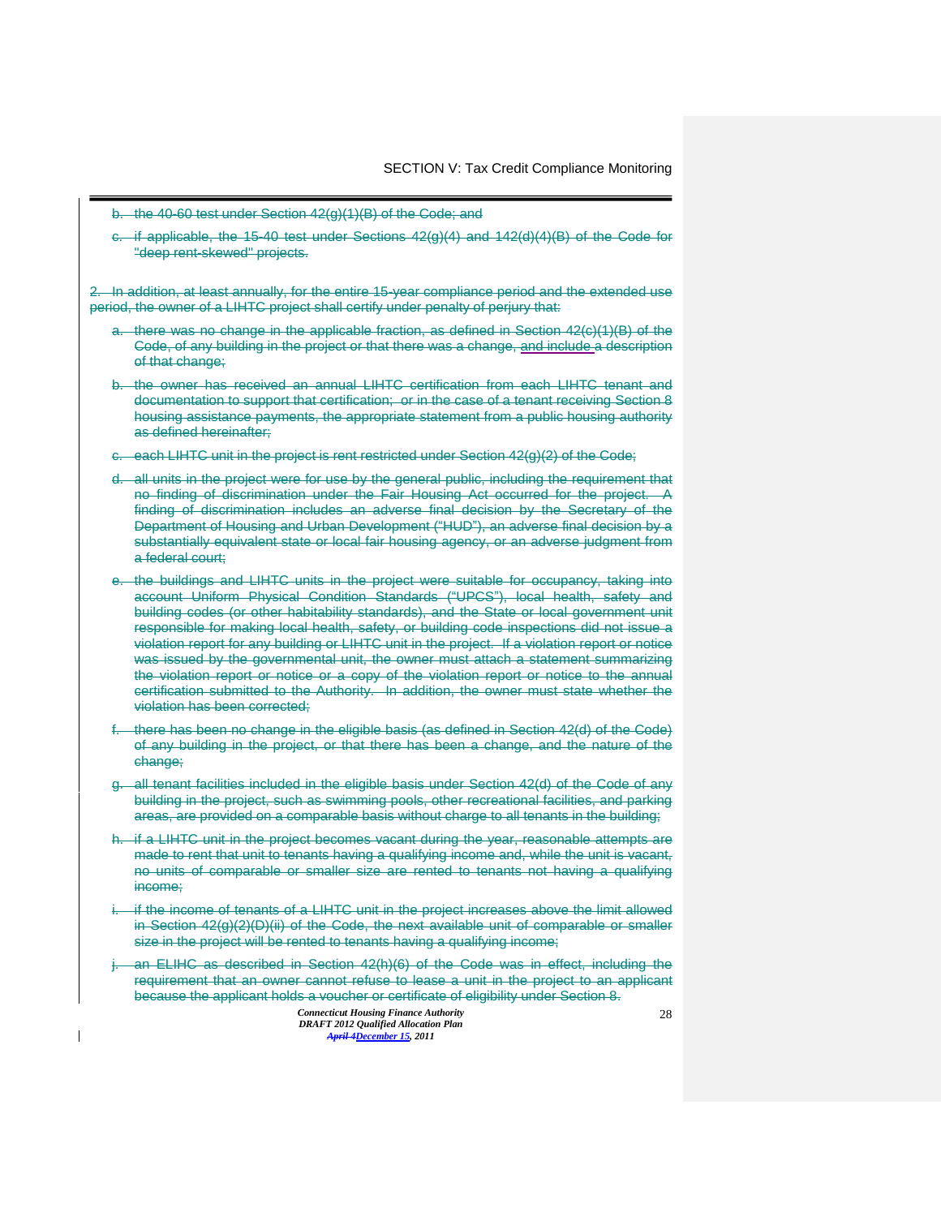b. the 40-60 test under Section 42(g)(1)(B) of the Code; and

c. if applicable, the 15-40 test under Sections 42(g)(4) and 142(d)(4)(B) of the Code for "deep rent-skewed" projects.

2. In addition, at least annually, for the entire 15-year compliance period and the extended use period, the owner of a LIHTC project shall certify under penalty of perjury that:

a. there was no change in the applicable fraction, as defined in Section 42(c)(1)(B) of the Code, of any building in the project or that there was a change, and include a description of that change;

b. the owner has received an annual LIHTC certification from each LIHTC tenant and documentation to support that certification; or in the case of a tenant receiving Section 8 housing assistance payments, the appropriate statement from a public housing authority as defined hereinafter;

c. each LIHTC unit in the project is rent restricted under Section 42(g)(2) of the Code;

d. all units in the project were for use by the general public, including the requirement that no finding of discrimination under the Fair Housing Act occurred for the project. A finding of discrimination includes an adverse final decision by the Secretary of the Department of Housing and Urban Development ("HUD"), an adverse final decision by a substantially equivalent state or local fair housing agency, or an adverse judgment from a federal court;

e. the buildings and LIHTC units in the project were suitable for occupancy, taking into account Uniform Physical Condition Standards ("UPCS"), local health, safety and building codes (or other habitability standards), and the State or local government unit responsible for making local health, safety, or building code inspections did not issue a violation report for any building or LIHTC unit in the project. If a violation report or notice was issued by the governmental unit, the owner must attach a statement summarizing the violation report or notice or a copy of the violation report or notice to the annual certification submitted to the Authority. In addition, the owner must state whether the violation has been corrected;

f. there has been no change in the eligible basis (as defined in Section 42(d) of the Code) of any building in the project, or that there has been a change, and the nature of the change;

g. all tenant facilities included in the eligible basis under Section 42(d) of the Code of any building in the project, such as swimming pools, other recreational facilities, and parking areas, are provided on a comparable basis without charge to all tenants in the building;

h. if a LIHTC unit in the project becomes vacant during the year, reasonable attempts are made to rent that unit to tenants having a qualifying income and, while the unit is vacant, no units of comparable or smaller size are rented to tenants not having a qualifying income;

i. if the income of tenants of a LIHTC unit in the project increases above the limit allowed in Section 42(g)(2)(D)(ii) of the Code, the next available unit of comparable or smaller size in the project will be rented to tenants having a qualifying income;

j. an ELIHC as described in Section 42(h)(6) of the Code was in effect, including the requirement that an owner cannot refuse to lease a unit in the project to an applicant because the applicant holds a voucher or certificate of eligibility under Section 8.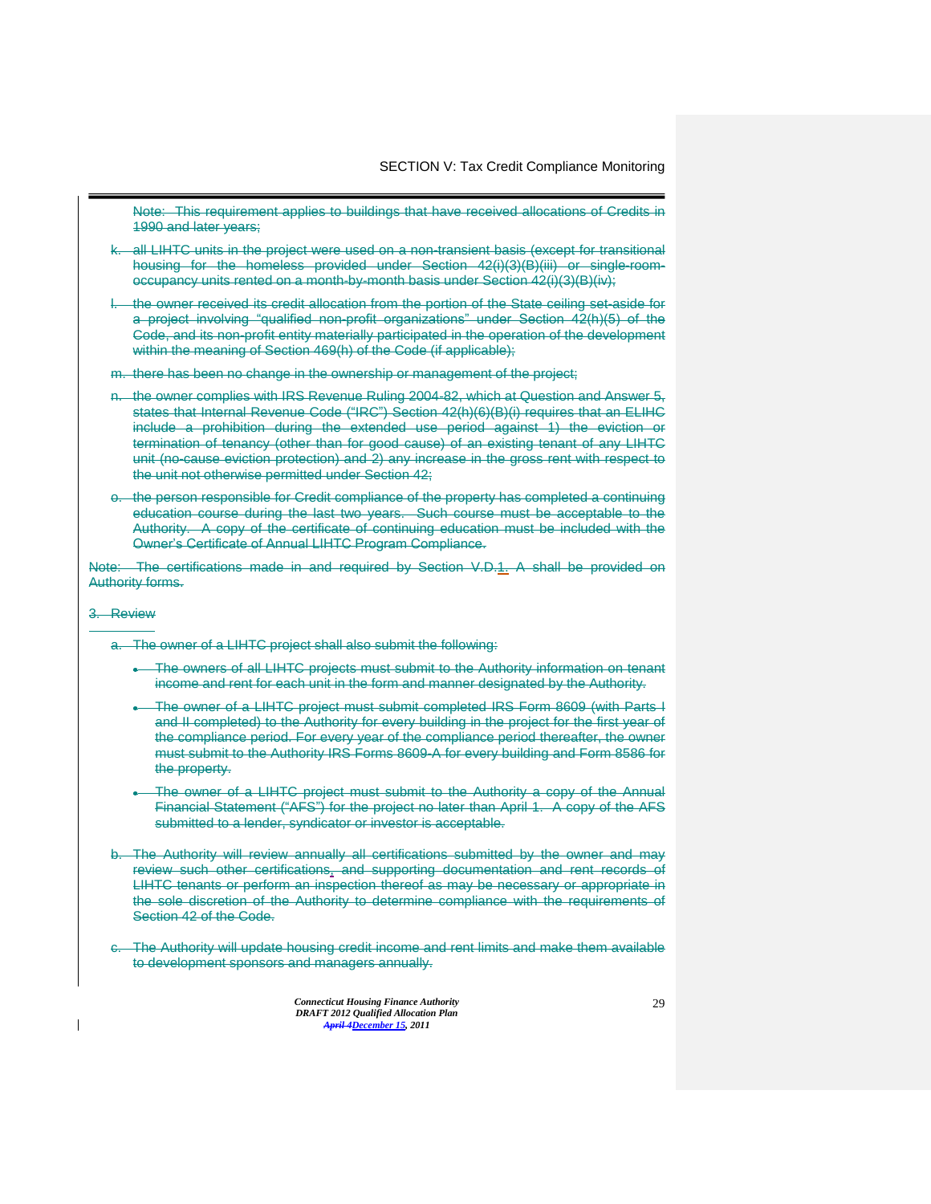Note: This requirement applies to buildings that have received allocations of Credits in 1990 and later years;

k. all LIHTC units in the project were used on a non-transient basis (except for transitional housing for the homeless provided under Section 42(i)(3)(B)(iii) or single-room-occupancy units rented on a month-by-month basis under Section 42(i)(3)(B)(iv);

l. the owner received its credit allocation from the portion of the State ceiling set-aside for a project involving "qualified non-profit organizations" under Section 42(h)(5) of the Code, and its non-profit entity materially participated in the operation of the development within the meaning of Section 469(h) of the Code (if applicable);

m. there has been no change in the ownership or management of the project;

n. the owner complies with IRS Revenue Ruling 2004-82, which at Question and Answer 5, states that Internal Revenue Code ("IRC") Section 42(h)(6)(B)(i) requires that an ELIHC include a prohibition during the extended use period against 1) the eviction or termination of tenancy (other than for good cause) of an existing tenant of any LIHTC unit (no-cause eviction protection) and 2) any increase in the gross rent with respect to the unit not otherwise permitted under Section 42;

o. the person responsible for Credit compliance of the property has completed a continuing education course during the last two years. Such course must be acceptable to the Authority. A copy of the certificate of continuing education must be included with the Owner's Certificate of Annual LIHTC Program Compliance.

Note: The certifications made in and required by Section V.D.1. A shall be provided on Authority forms.

3. Review

a. The owner of a LIHTC project shall also submit the following:

- The owners of all LIHTC projects must submit to the Authority information on tenant income and rent for each unit in the form and manner designated by the Authority.
- The owner of a LIHTC project must submit completed IRS Form 8609 (with Parts I and II completed) to the Authority for every building in the project for the first year of the compliance period. For every year of the compliance period thereafter, the owner must submit to the Authority IRS Forms 8609-A for every building and Form 8586 for the property.
- The owner of a LIHTC project must submit to the Authority a copy of the Annual Financial Statement ("AFS") for the project no later than April 1. A copy of the AFS submitted to a lender, syndicator or investor is acceptable.

b. The Authority will review annually all certifications submitted by the owner and may review such other certifications, and supporting documentation and rent records of LIHTC tenants or perform an inspection thereof as may be necessary or appropriate in the sole discretion of the Authority to determine compliance with the requirements of Section 42 of the Code.

c. The Authority will update housing credit income and rent limits and make them available to development sponsors and managers annually.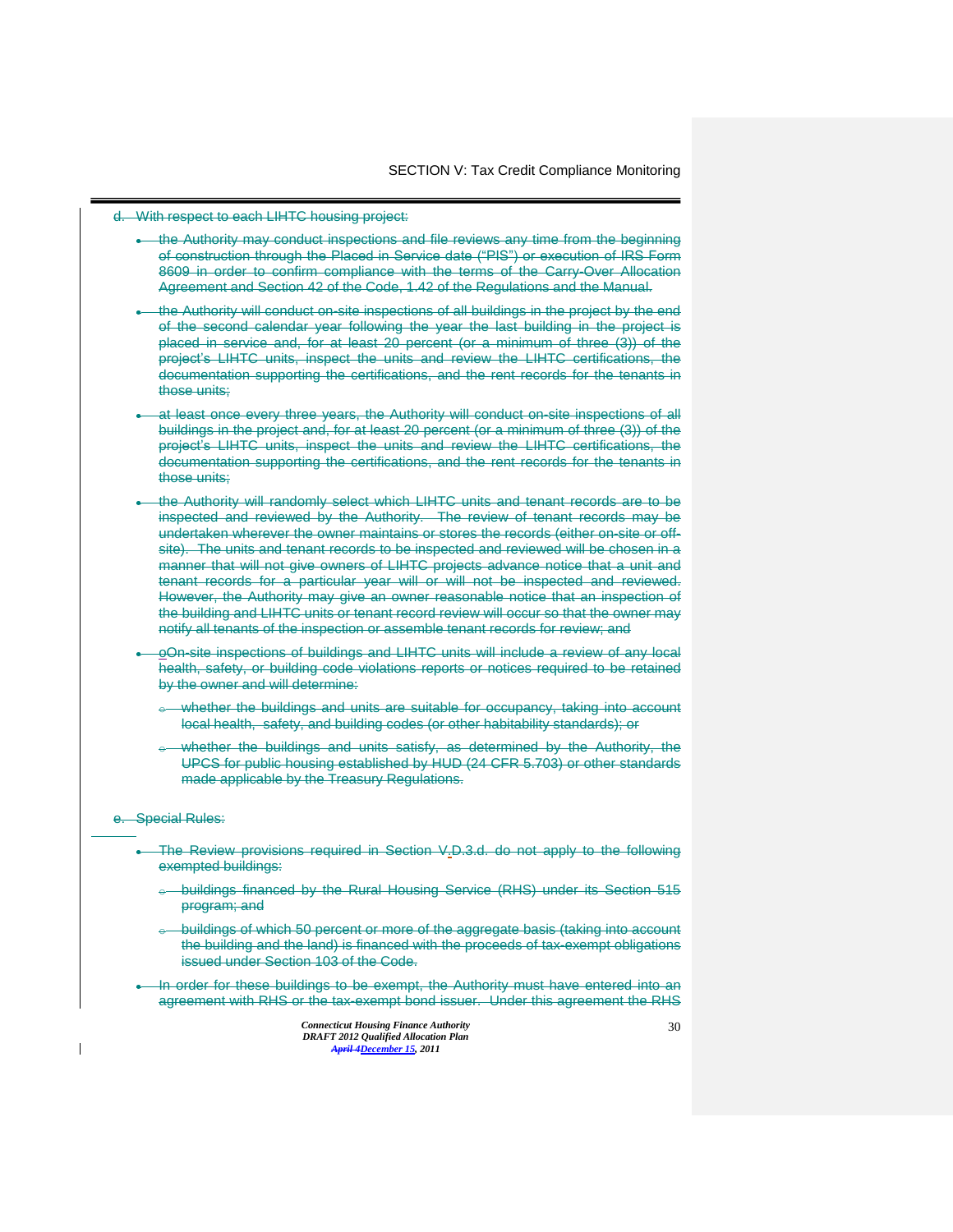d. With respect to each LIHTC housing project:

- the Authority may conduct inspections and file reviews any time from the beginning of construction through the Placed in Service date ("PIS") or execution of IRS Form 8609 in order to confirm compliance with the terms of the Carry-Over Allocation Agreement and Section 42 of the Code, 1.42 of the Regulations and the Manual.
- the Authority will conduct on-site inspections of all buildings in the project by the end of the second calendar year following the year the last building in the project is placed in service and, for at least 20 percent (or a minimum of three (3)) of the project's LIHTC units, inspect the units and review the LIHTC certifications, the documentation supporting the certifications, and the rent records for the tenants in those units;
- at least once every three years, the Authority will conduct on-site inspections of all buildings in the project and, for at least 20 percent (or a minimum of three (3)) of the project's LIHTC units, inspect the units and review the LIHTC certifications, the documentation supporting the certifications, and the rent records for the tenants in those units;
- the Authority will randomly select which LIHTC units and tenant records are to be inspected and reviewed by the Authority. The review of tenant records may be undertaken wherever the owner maintains or stores the records (either on-site or off-site). The units and tenant records to be inspected and reviewed will be chosen in a manner that will not give owners of LIHTC projects advance notice that a unit and tenant records for a particular year will or will not be inspected and reviewed. However, the Authority may give an owner reasonable notice that an inspection of the building and LIHTC units or tenant record review will occur so that the owner may notify all tenants of the inspection or assemble tenant records for review; and
- oOn-site inspections of buildings and LIHTC units will include a review of any local health, safety, or building code violations reports or notices required to be retained by the owner and will determine:
  - whether the buildings and units are suitable for occupancy, taking into account local health, safety, and building codes (or other habitability standards); or
  - whether the buildings and units satisfy, as determined by the Authority, the UPCS for public housing established by HUD (24 CFR 5.703) or other standards made applicable by the Treasury Regulations.

e. Special Rules:

- The Review provisions required in Section V.D.3.d. do not apply to the following exempted buildings:
  - buildings financed by the Rural Housing Service (RHS) under its Section 515 program; and
  - buildings of which 50 percent or more of the aggregate basis (taking into account the building and the land) is financed with the proceeds of tax-exempt obligations issued under Section 103 of the Code.
- In order for these buildings to be exempt, the Authority must have entered into an agreement with RHS or the tax-exempt bond issuer. Under this agreement the RHS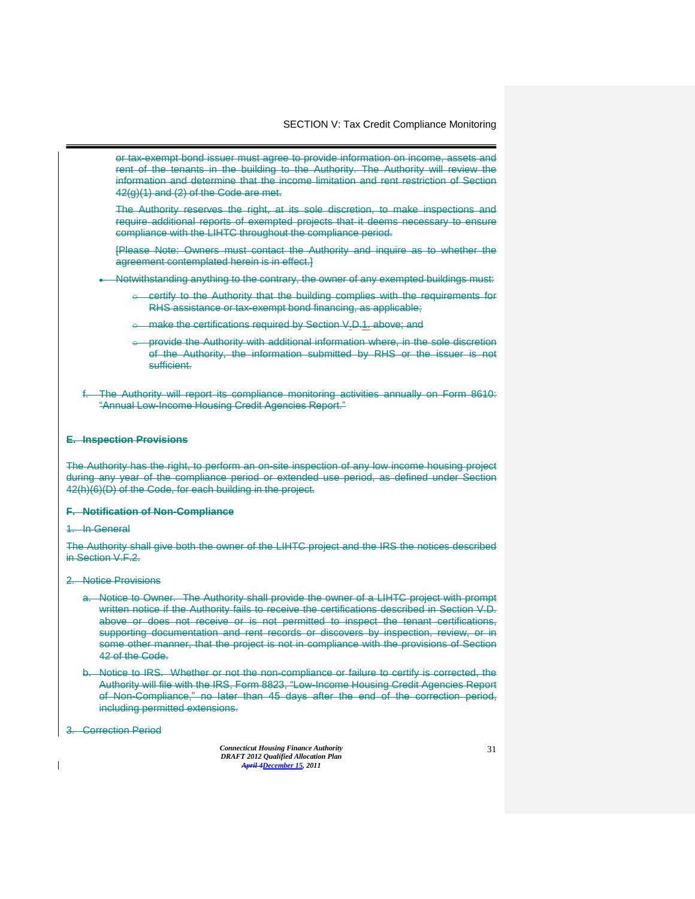or tax-exempt bond issuer must agree to provide information on income, assets and rent of the tenants in the building to the Authority. The Authority will review the information and determine that the income limitation and rent restriction of Section 42(g)(1) and (2) of the Code are met.

The Authority reserves the right, at its sole discretion, to make inspections and require additional reports of exempted projects that it deems necessary to ensure compliance with the LIHTC throughout the compliance period.

[Please Note: Owners must contact the Authority and inquire as to whether the agreement contemplated herein is in effect.]

- Notwithstanding anything to the contrary, the owner of any exempted buildings must:
  - certify to the Authority that the building complies with the requirements for RHS assistance or tax-exempt bond financing, as applicable;
  - make the certifications required by Section V.D.1. above; and
  - provide the Authority with additional information where, in the sole discretion of the Authority, the information submitted by RHS or the issuer is not sufficient.

f. The Authority will report its compliance monitoring activities annually on Form 8610: "Annual Low-Income Housing Credit Agencies Report."

**E. Inspection Provisions**

The Authority has the right, to perform an on-site inspection of any low income housing project during any year of the compliance period or extended use period, as defined under Section 42(h)(6)(D) of the Code, for each building in the project.

**F. Notification of Non-Compliance**

1. In General

The Authority shall give both the owner of the LIHTC project and the IRS the notices described in Section V.F.2.

2. Notice Provisions

a. Notice to Owner. The Authority shall provide the owner of a LIHTC project with prompt written notice if the Authority fails to receive the certifications described in Section V.D. above or does not receive or is not permitted to inspect the tenant certifications, supporting documentation and rent records or discovers by inspection, review, or in some other manner, that the project is not in compliance with the provisions of Section 42 of the Code.

b. Notice to IRS. Whether or not the non-compliance or failure to certify is corrected, the Authority will file with the IRS, Form 8823, "Low-Income Housing Credit Agencies Report of Non-Compliance," no later than 45 days after the end of the correction period, including permitted extensions.

3. Correction Period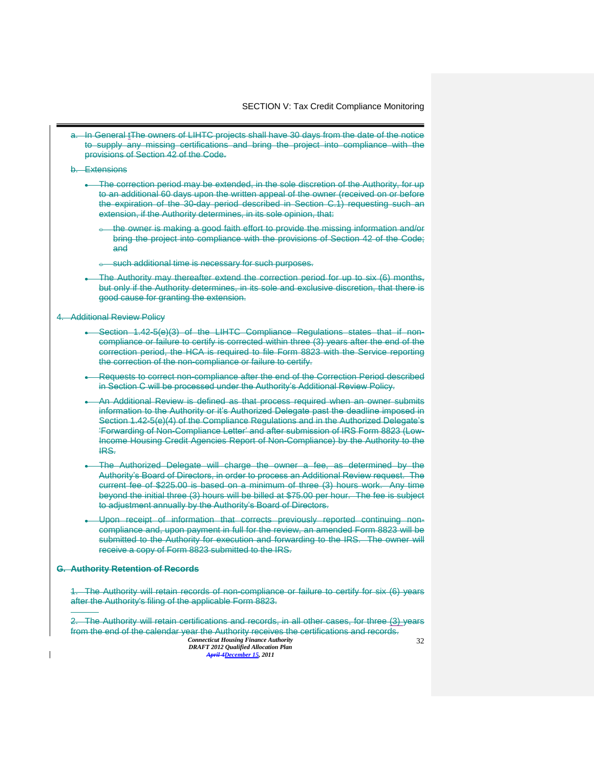a. In General tThe owners of LIHTC projects shall have 30 days from the date of the notice to supply any missing certifications and bring the project into compliance with the provisions of Section 42 of the Code.

b. Extensions

- The correction period may be extended, in the sole discretion of the Authority, for up to an additional 60 days upon the written appeal of the owner (received on or before the expiration of the 30-day period described in Section C.1) requesting such an extension, if the Authority determines, in its sole opinion, that:
  - the owner is making a good faith effort to provide the missing information and/or bring the project into compliance with the provisions of Section 42 of the Code; and
  - such additional time is necessary for such purposes.
- The Authority may thereafter extend the correction period for up to six (6) months, but only if the Authority determines, in its sole and exclusive discretion, that there is good cause for granting the extension.

4. Additional Review Policy

- Section 1.42-5(e)(3) of the LIHTC Compliance Regulations states that if non-compliance or failure to certify is corrected within three (3) years after the end of the correction period, the HCA is required to file Form 8823 with the Service reporting the correction of the non-compliance or failure to certify.
- Requests to correct non-compliance after the end of the Correction Period described in Section C will be processed under the Authority's Additional Review Policy.
- An Additional Review is defined as that process required when an owner submits information to the Authority or it's Authorized Delegate past the deadline imposed in Section 1.42-5(e)(4) of the Compliance Regulations and in the Authorized Delegate's 'Forwarding of Non-Compliance Letter' and after submission of IRS Form 8823 (Low-Income Housing Credit Agencies Report of Non-Compliance) by the Authority to the IRS.
- The Authorized Delegate will charge the owner a fee, as determined by the Authority's Board of Directors, in order to process an Additional Review request. The current fee of $225.00 is based on a minimum of three (3) hours work. Any time beyond the initial three (3) hours will be billed at $75.00 per hour. The fee is subject to adjustment annually by the Authority's Board of Directors.
- Upon receipt of information that corrects previously reported continuing non-compliance and, upon payment in full for the review, an amended Form 8823 will be submitted to the Authority for execution and forwarding to the IRS. The owner will receive a copy of Form 8823 submitted to the IRS.

**G. Authority Retention of Records**

1. The Authority will retain records of non-compliance or failure to certify for six (6) years after the Authority's filing of the applicable Form 8823.

2. The Authority will retain certifications and records, in all other cases, for three (3) years from the end of the calendar year the Authority receives the certifications and records.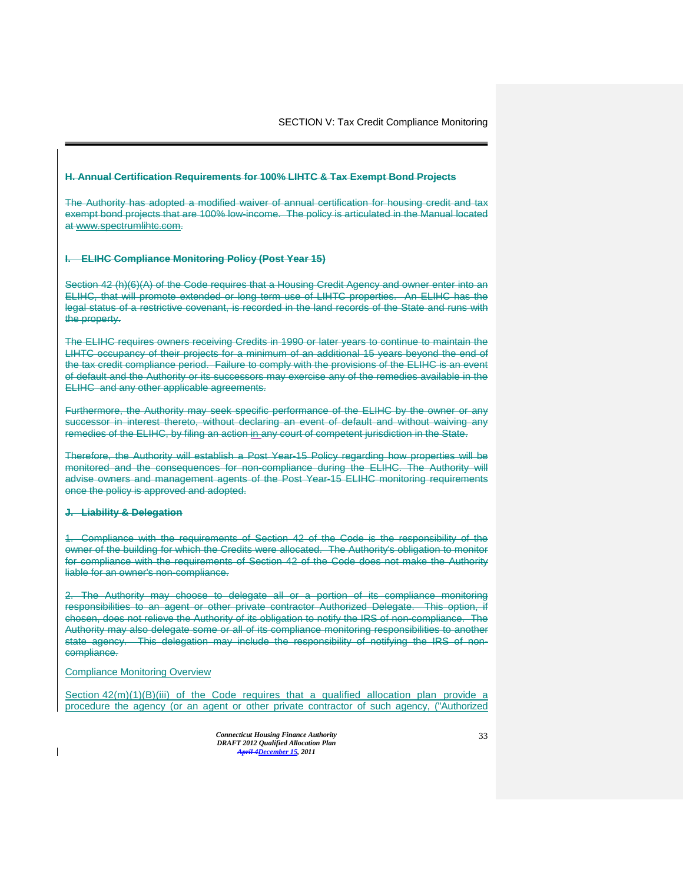~~**H. Annual Certification Requirements for 100% LIHTC & Tax Exempt Bond Projects**~~

~~The Authority has adopted a modified waiver of annual certification for housing credit and tax exempt bond projects that are 100% low-income. The policy is articulated in the Manual located at www.spectrumlihtc.com.~~

~~**I. ELIHC Compliance Monitoring Policy (Post Year 15)**~~

~~Section 42 (h)(6)(A) of the Code requires that a Housing Credit Agency and owner enter into an ELIHC, that will promote extended or long term use of LIHTC properties. An ELIHC has the legal status of a restrictive covenant, is recorded in the land records of the State and runs with the property.~~

~~The ELIHC requires owners receiving Credits in 1990 or later years to continue to maintain the LIHTC occupancy of their projects for a minimum of an additional 15 years beyond the end of the tax credit compliance period. Failure to comply with the provisions of the ELIHC is an event of default and the Authority or its successors may exercise any of the remedies available in the ELIHC and any other applicable agreements.~~

~~Furthermore, the Authority may seek specific performance of the ELIHC by the owner or any successor in interest thereto, without declaring an event of default and without waiving any remedies of the ELIHC, by filing an action in any court of competent jurisdiction in the State.~~

~~Therefore, the Authority will establish a Post Year-15 Policy regarding how properties will be monitored and the consequences for non-compliance during the ELIHC. The Authority will advise owners and management agents of the Post Year-15 ELIHC monitoring requirements once the policy is approved and adopted.~~

~~**J. Liability & Delegation**~~

~~1. Compliance with the requirements of Section 42 of the Code is the responsibility of the owner of the building for which the Credits were allocated. The Authority's obligation to monitor for compliance with the requirements of Section 42 of the Code does not make the Authority liable for an owner's non-compliance.~~

~~2. The Authority may choose to delegate all or a portion of its compliance monitoring responsibilities to an agent or other private contractor Authorized Delegate. This option, if chosen, does not relieve the Authority of its obligation to notify the IRS of non-compliance. The Authority may also delegate some or all of its compliance monitoring responsibilities to another state agency. This delegation may include the responsibility of notifying the IRS of non-compliance.~~

Compliance Monitoring Overview

Section 42(m)(1)(B)(iii) of the Code requires that a qualified allocation plan provide a procedure the agency (or an agent or other private contractor of such agency, ("Authorized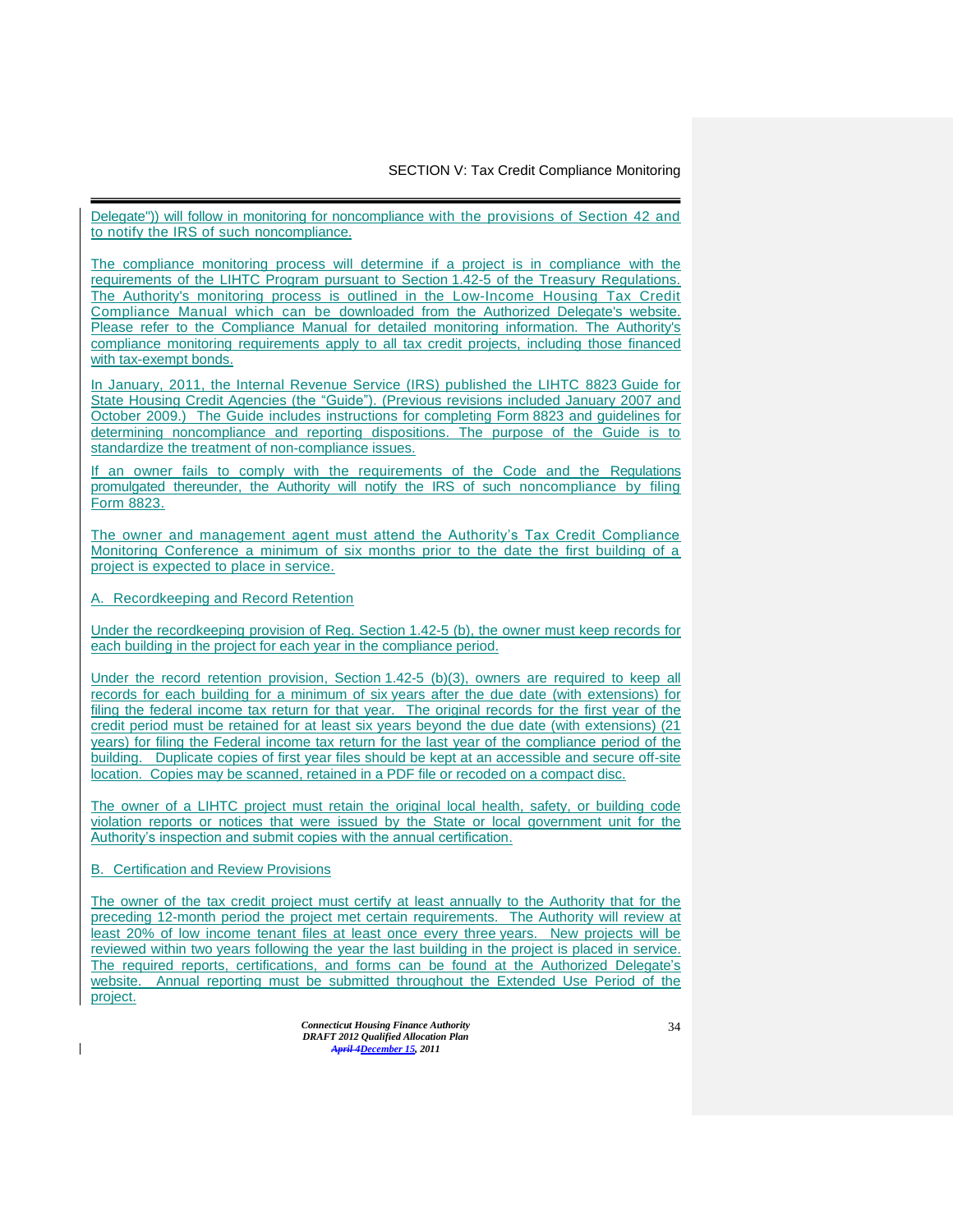Delegate")) will follow in monitoring for noncompliance with the provisions of Section 42 and to notify the IRS of such noncompliance.

The compliance monitoring process will determine if a project is in compliance with the requirements of the LIHTC Program pursuant to Section 1.42-5 of the Treasury Regulations. The Authority's monitoring process is outlined in the Low-Income Housing Tax Credit Compliance Manual which can be downloaded from the Authorized Delegate's website. Please refer to the Compliance Manual for detailed monitoring information. The Authority's compliance monitoring requirements apply to all tax credit projects, including those financed with tax-exempt bonds.

In January, 2011, the Internal Revenue Service (IRS) published the LIHTC 8823 Guide for State Housing Credit Agencies (the "Guide"). (Previous revisions included January 2007 and October 2009.) The Guide includes instructions for completing Form 8823 and guidelines for determining noncompliance and reporting dispositions. The purpose of the Guide is to standardize the treatment of non-compliance issues.

If an owner fails to comply with the requirements of the Code and the Regulations promulgated thereunder, the Authority will notify the IRS of such noncompliance by filing Form 8823.

The owner and management agent must attend the Authority's Tax Credit Compliance Monitoring Conference a minimum of six months prior to the date the first building of a project is expected to place in service.

## A. Recordkeeping and Record Retention

Under the recordkeeping provision of Reg. Section 1.42-5 (b), the owner must keep records for each building in the project for each year in the compliance period.

Under the record retention provision, Section 1.42-5 (b)(3), owners are required to keep all records for each building for a minimum of six years after the due date (with extensions) for filing the federal income tax return for that year. The original records for the first year of the credit period must be retained for at least six years beyond the due date (with extensions) (21 years) for filing the Federal income tax return for the last year of the compliance period of the building. Duplicate copies of first year files should be kept at an accessible and secure off-site location. Copies may be scanned, retained in a PDF file or recoded on a compact disc.

The owner of a LIHTC project must retain the original local health, safety, or building code violation reports or notices that were issued by the State or local government unit for the Authority's inspection and submit copies with the annual certification.

## B. Certification and Review Provisions

The owner of the tax credit project must certify at least annually to the Authority that for the preceding 12-month period the project met certain requirements. The Authority will review at least 20% of low income tenant files at least once every three years. New projects will be reviewed within two years following the year the last building in the project is placed in service. The required reports, certifications, and forms can be found at the Authorized Delegate's website. Annual reporting must be submitted throughout the Extended Use Period of the project.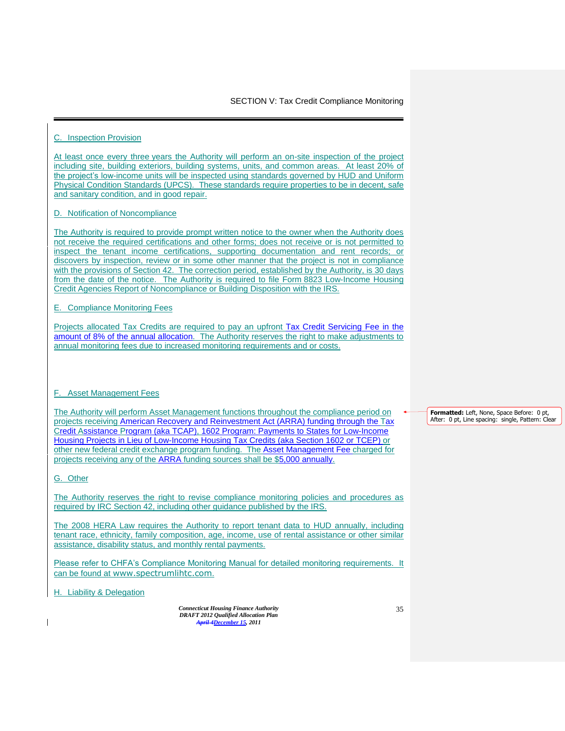## C. Inspection Provision

At least once every three years the Authority will perform an on-site inspection of the project including site, building exteriors, building systems, units, and common areas. At least 20% of the project's low-income units will be inspected using standards governed by HUD and Uniform Physical Condition Standards (UPCS). These standards require properties to be in decent, safe and sanitary condition, and in good repair.

## D. Notification of Noncompliance

The Authority is required to provide prompt written notice to the owner when the Authority does not receive the required certifications and other forms; does not receive or is not permitted to inspect the tenant income certifications, supporting documentation and rent records; or discovers by inspection, review or in some other manner that the project is not in compliance with the provisions of Section 42. The correction period, established by the Authority, is 30 days from the date of the notice. The Authority is required to file Form 8823 Low-Income Housing Credit Agencies Report of Noncompliance or Building Disposition with the IRS.

## E. Compliance Monitoring Fees

Projects allocated Tax Credits are required to pay an upfront Tax Credit Servicing Fee in the amount of 8% of the annual allocation. The Authority reserves the right to make adjustments to annual monitoring fees due to increased monitoring requirements and or costs.

## F. Asset Management Fees

The Authority will perform Asset Management functions throughout the compliance period on projects receiving American Recovery and Reinvestment Act (ARRA) funding through the Tax Credit Assistance Program (aka TCAP), 1602 Program: Payments to States for Low-Income Housing Projects in Lieu of Low-Income Housing Tax Credits (aka Section 1602 or TCEP) or other new federal credit exchange program funding. The Asset Management Fee charged for projects receiving any of the ARRA funding sources shall be $5,000 annually.

## G. Other

The Authority reserves the right to revise compliance monitoring policies and procedures as required by IRC Section 42, including other guidance published by the IRS.

The 2008 HERA Law requires the Authority to report tenant data to HUD annually, including tenant race, ethnicity, family composition, age, income, use of rental assistance or other similar assistance, disability status, and monthly rental payments.

Please refer to CHFA's Compliance Monitoring Manual for detailed monitoring requirements. It can be found at www.spectrumlihtc.com.

## H. Liability & Delegation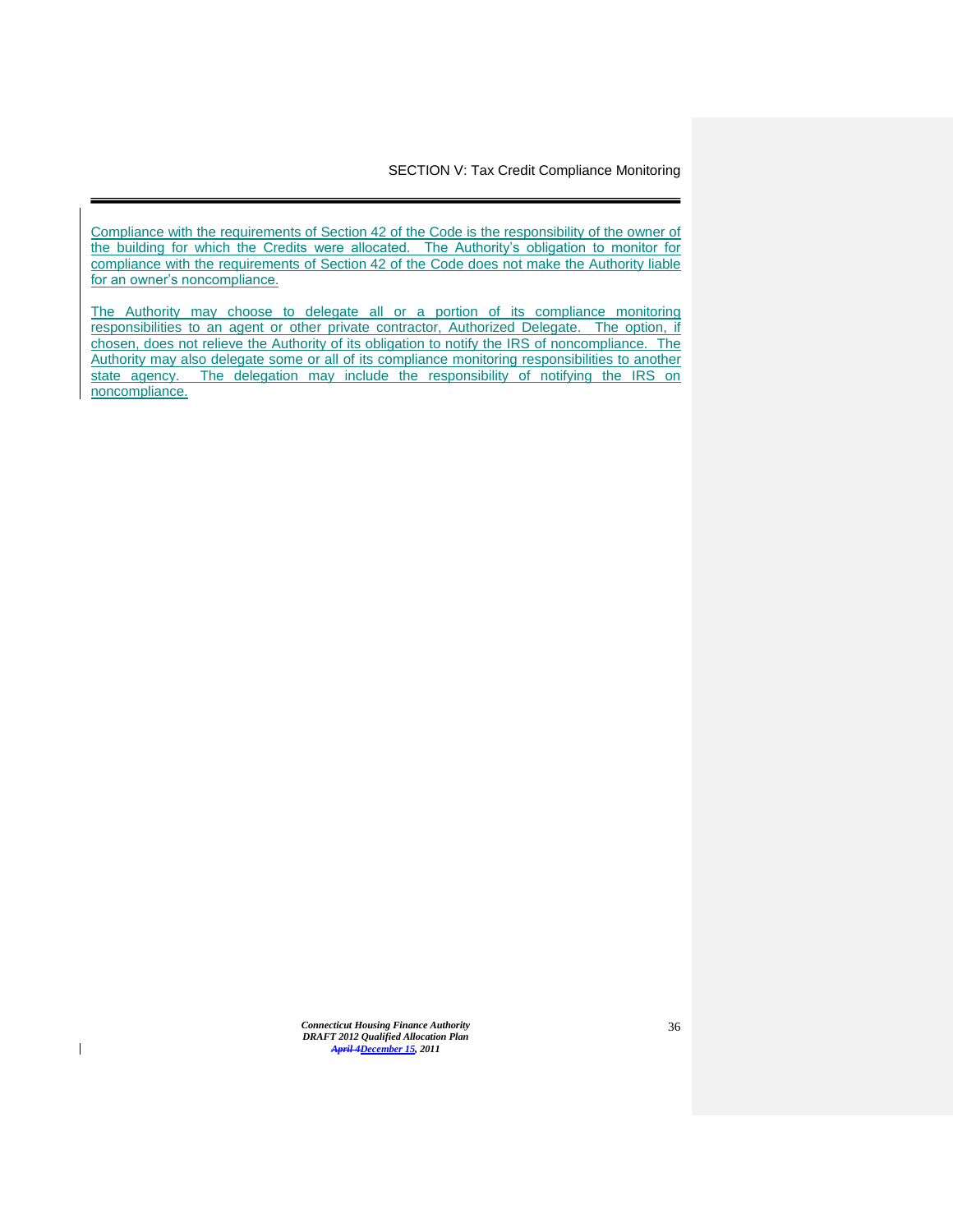Compliance with the requirements of Section 42 of the Code is the responsibility of the owner of the building for which the Credits were allocated. The Authority's obligation to monitor for compliance with the requirements of Section 42 of the Code does not make the Authority liable for an owner's noncompliance.

The Authority may choose to delegate all or a portion of its compliance monitoring responsibilities to an agent or other private contractor, Authorized Delegate. The option, if chosen, does not relieve the Authority of its obligation to notify the IRS of noncompliance. The Authority may also delegate some or all of its compliance monitoring responsibilities to another state agency. The delegation may include the responsibility of notifying the IRS on noncompliance.